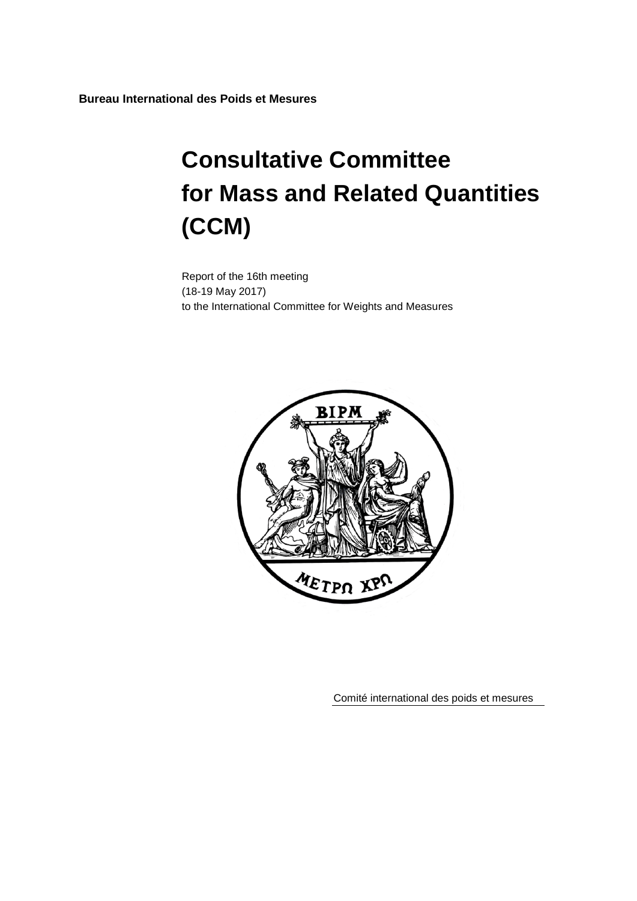**Bureau International des Poids et Mesures**

# Consultative Committee for Mass and Related Quantities (CCM)

Report of the 16th meeting
(18-19 May 2017)
to the International Committee for Weights and Measures

Comité international des poids et mesures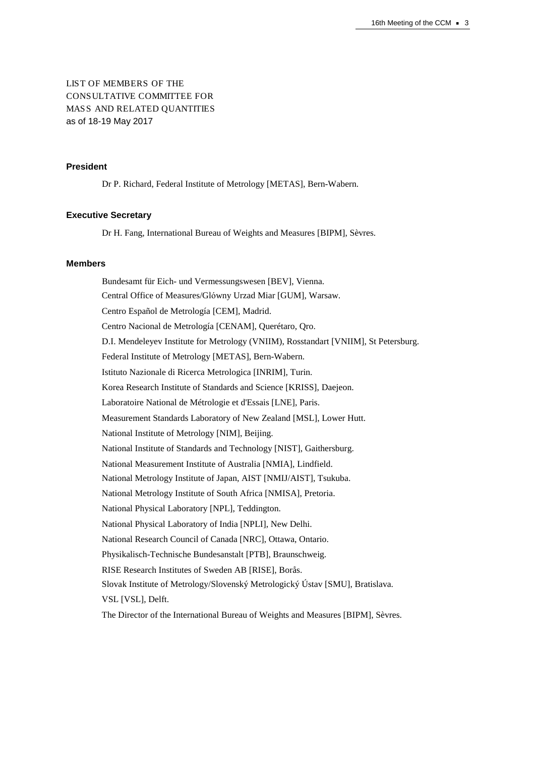# LIST OF MEMBERS OF THE CONSULTATIVE COMMITTEE FOR MASS AND RELATED QUANTITIES

as of 18-19 May 2017

### President

Dr P. Richard, Federal Institute of Metrology [METAS], Bern-Wabern.

### Executive Secretary

Dr H. Fang, International Bureau of Weights and Measures [BIPM], Sèvres.

### Members

Bundesamt für Eich- und Vermessungswesen [BEV], Vienna.

Central Office of Measures/Glówny Urzad Miar [GUM], Warsaw.

Centro Español de Metrología [CEM], Madrid.

Centro Nacional de Metrología [CENAM], Querétaro, Qro.

D.I. Mendeleyev Institute for Metrology (VNIIM), Rosstandart [VNIIM], St Petersburg.

Federal Institute of Metrology [METAS], Bern-Wabern.

Istituto Nazionale di Ricerca Metrologica [INRIM], Turin.

Korea Research Institute of Standards and Science [KRISS], Daejeon.

Laboratoire National de Métrologie et d'Essais [LNE], Paris.

Measurement Standards Laboratory of New Zealand [MSL], Lower Hutt.

National Institute of Metrology [NIM], Beijing.

National Institute of Standards and Technology [NIST], Gaithersburg.

National Measurement Institute of Australia [NMIA], Lindfield.

National Metrology Institute of Japan, AIST [NMIJ/AIST], Tsukuba.

National Metrology Institute of South Africa [NMISA], Pretoria.

National Physical Laboratory [NPL], Teddington.

National Physical Laboratory of India [NPLI], New Delhi.

National Research Council of Canada [NRC], Ottawa, Ontario.

Physikalisch-Technische Bundesanstalt [PTB], Braunschweig.

RISE Research Institutes of Sweden AB [RISE], Borås.

Slovak Institute of Metrology/Slovenský Metrologický Ústav [SMU], Bratislava.

VSL [VSL], Delft.

The Director of the International Bureau of Weights and Measures [BIPM], Sèvres.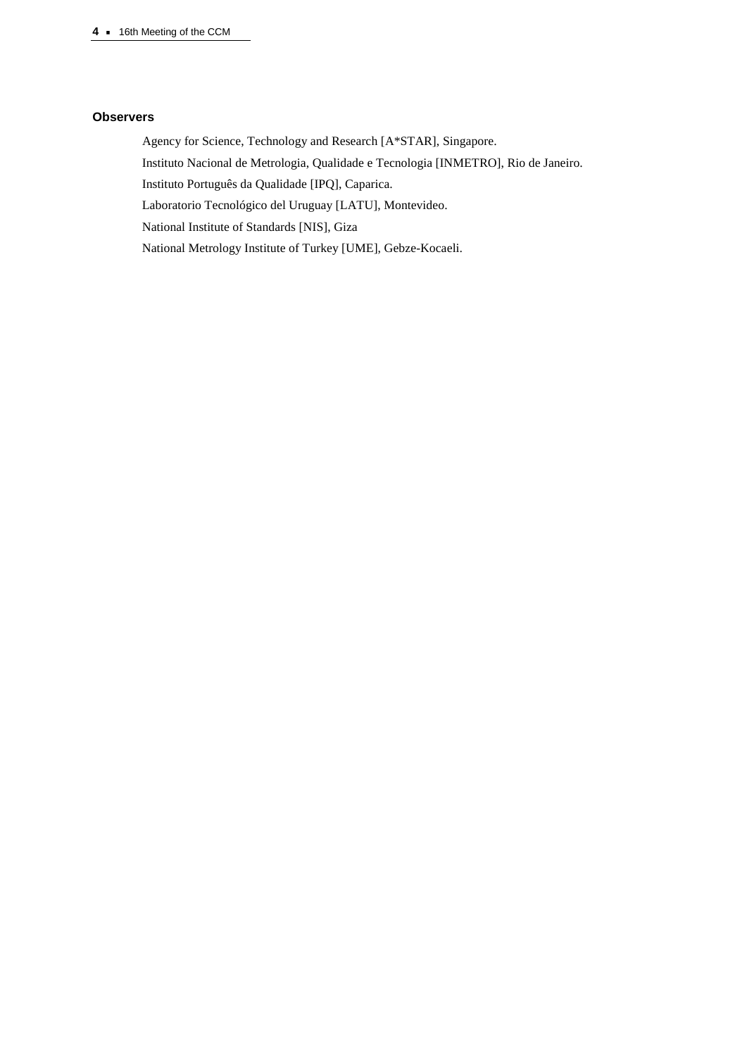### Observers

Agency for Science, Technology and Research [A*STAR], Singapore.

Instituto Nacional de Metrologia, Qualidade e Tecnologia [INMETRO], Rio de Janeiro.

Instituto Português da Qualidade [IPQ], Caparica.

Laboratorio Tecnológico del Uruguay [LATU], Montevideo.

National Institute of Standards [NIS], Giza

National Metrology Institute of Turkey [UME], Gebze-Kocaeli.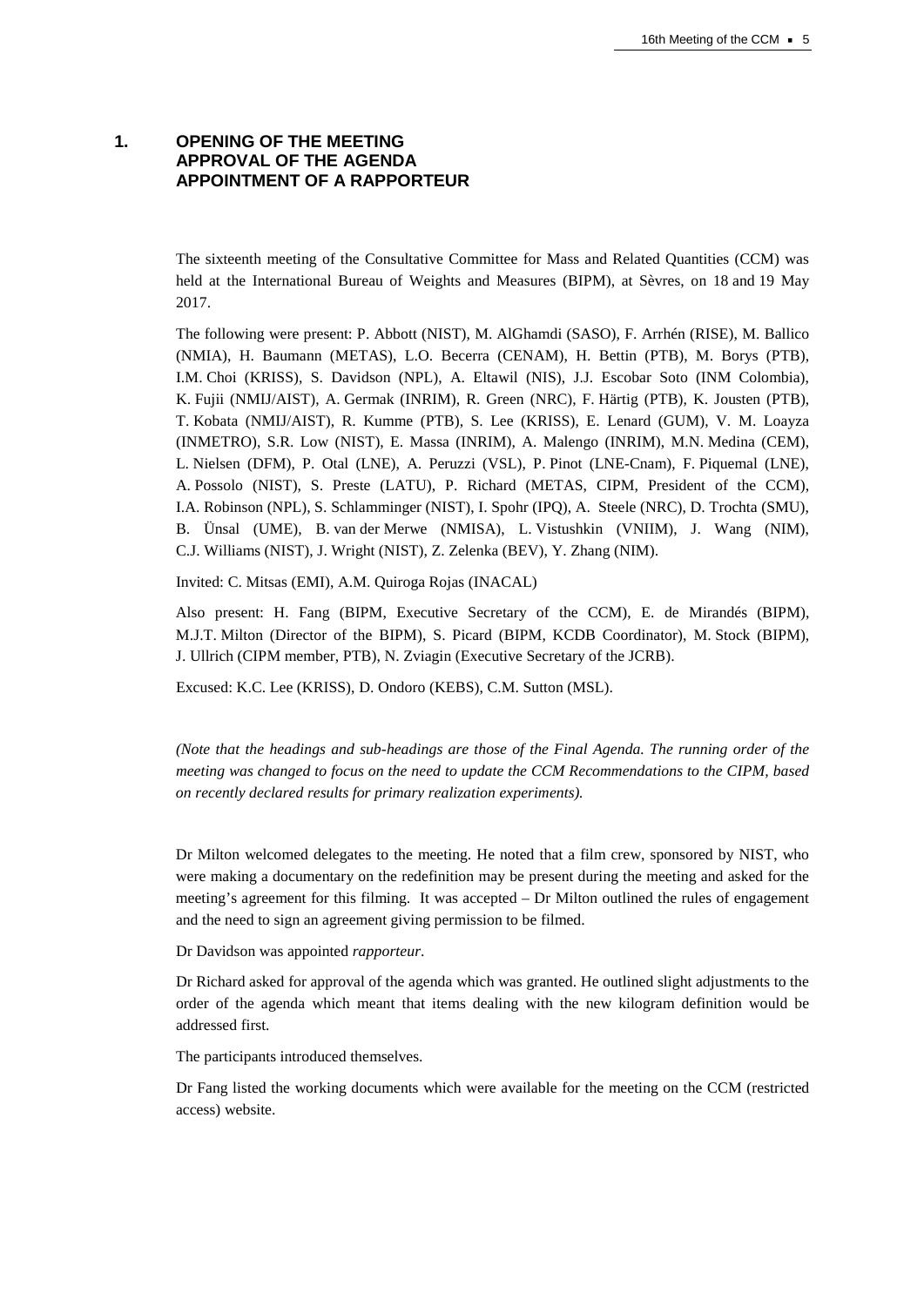# 1. OPENING OF THE MEETING APPROVAL OF THE AGENDA APPOINTMENT OF A RAPPORTEUR

The sixteenth meeting of the Consultative Committee for Mass and Related Quantities (CCM) was held at the International Bureau of Weights and Measures (BIPM), at Sèvres, on 18 and 19 May 2017.

The following were present: P. Abbott (NIST), M. AlGhamdi (SASO), F. Arrhén (RISE), M. Ballico (NMIA), H. Baumann (METAS), L.O. Becerra (CENAM), H. Bettin (PTB), M. Borys (PTB), I.M. Choi (KRISS), S. Davidson (NPL), A. Eltawil (NIS), J.J. Escobar Soto (INM Colombia), K. Fujii (NMIJ/AIST), A. Germak (INRIM), R. Green (NRC), F. Härtig (PTB), K. Jousten (PTB), T. Kobata (NMIJ/AIST), R. Kumme (PTB), S. Lee (KRISS), E. Lenard (GUM), V. M. Loayza (INMETRO), S.R. Low (NIST), E. Massa (INRIM), A. Malengo (INRIM), M.N. Medina (CEM), L. Nielsen (DFM), P. Otal (LNE), A. Peruzzi (VSL), P. Pinot (LNE-Cnam), F. Piquemal (LNE), A. Possolo (NIST), S. Preste (LATU), P. Richard (METAS, CIPM, President of the CCM), I.A. Robinson (NPL), S. Schlamminger (NIST), I. Spohr (IPQ), A. Steele (NRC), D. Trochta (SMU), B. Ünsal (UME), B. van der Merwe (NMISA), L. Vistushkin (VNIIM), J. Wang (NIM), C.J. Williams (NIST), J. Wright (NIST), Z. Zelenka (BEV), Y. Zhang (NIM).

Invited: C. Mitsas (EMI), A.M. Quiroga Rojas (INACAL)

Also present: H. Fang (BIPM, Executive Secretary of the CCM), E. de Mirandés (BIPM), M.J.T. Milton (Director of the BIPM), S. Picard (BIPM, KCDB Coordinator), M. Stock (BIPM), J. Ullrich (CIPM member, PTB), N. Zviagin (Executive Secretary of the JCRB).

Excused: K.C. Lee (KRISS), D. Ondoro (KEBS), C.M. Sutton (MSL).

*(Note that the headings and sub-headings are those of the Final Agenda. The running order of the meeting was changed to focus on the need to update the CCM Recommendations to the CIPM, based on recently declared results for primary realization experiments).*

Dr Milton welcomed delegates to the meeting. He noted that a film crew, sponsored by NIST, who were making a documentary on the redefinition may be present during the meeting and asked for the meeting's agreement for this filming. It was accepted – Dr Milton outlined the rules of engagement and the need to sign an agreement giving permission to be filmed.

Dr Davidson was appointed *rapporteur*.

Dr Richard asked for approval of the agenda which was granted. He outlined slight adjustments to the order of the agenda which meant that items dealing with the new kilogram definition would be addressed first.

The participants introduced themselves.

Dr Fang listed the working documents which were available for the meeting on the CCM (restricted access) website.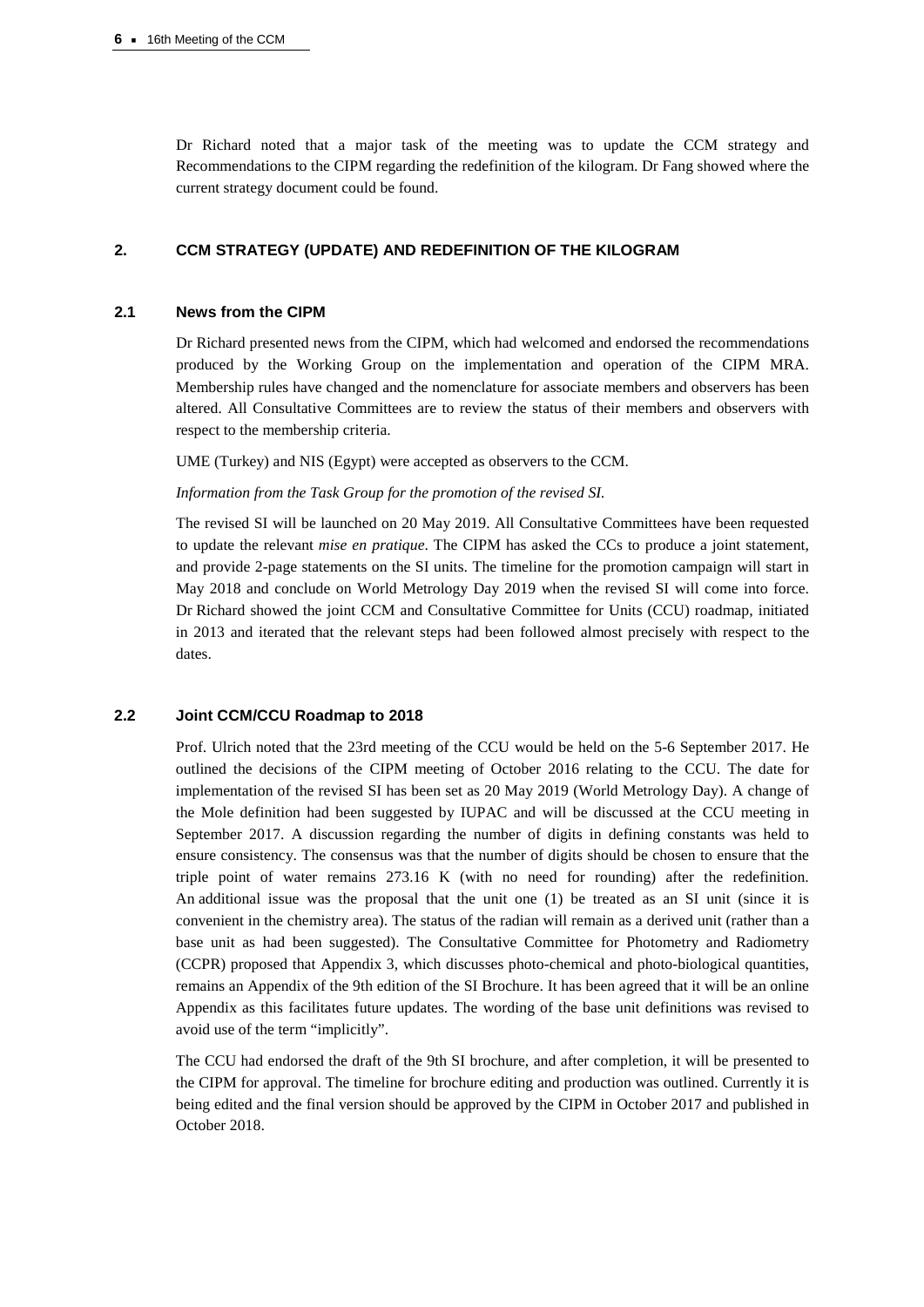Dr Richard noted that a major task of the meeting was to update the CCM strategy and Recommendations to the CIPM regarding the redefinition of the kilogram. Dr Fang showed where the current strategy document could be found.

## 2. CCM STRATEGY (UPDATE) AND REDEFINITION OF THE KILOGRAM

### 2.1 News from the CIPM

Dr Richard presented news from the CIPM, which had welcomed and endorsed the recommendations produced by the Working Group on the implementation and operation of the CIPM MRA. Membership rules have changed and the nomenclature for associate members and observers has been altered. All Consultative Committees are to review the status of their members and observers with respect to the membership criteria.

UME (Turkey) and NIS (Egypt) were accepted as observers to the CCM.

*Information from the Task Group for the promotion of the revised SI.*

The revised SI will be launched on 20 May 2019. All Consultative Committees have been requested to update the relevant *mise en pratique*. The CIPM has asked the CCs to produce a joint statement, and provide 2-page statements on the SI units. The timeline for the promotion campaign will start in May 2018 and conclude on World Metrology Day 2019 when the revised SI will come into force. Dr Richard showed the joint CCM and Consultative Committee for Units (CCU) roadmap, initiated in 2013 and iterated that the relevant steps had been followed almost precisely with respect to the dates.

### 2.2 Joint CCM/CCU Roadmap to 2018

Prof. Ulrich noted that the 23rd meeting of the CCU would be held on the 5-6 September 2017. He outlined the decisions of the CIPM meeting of October 2016 relating to the CCU. The date for implementation of the revised SI has been set as 20 May 2019 (World Metrology Day). A change of the Mole definition had been suggested by IUPAC and will be discussed at the CCU meeting in September 2017. A discussion regarding the number of digits in defining constants was held to ensure consistency. The consensus was that the number of digits should be chosen to ensure that the triple point of water remains 273.16 K (with no need for rounding) after the redefinition. An additional issue was the proposal that the unit one (1) be treated as an SI unit (since it is convenient in the chemistry area). The status of the radian will remain as a derived unit (rather than a base unit as had been suggested). The Consultative Committee for Photometry and Radiometry (CCPR) proposed that Appendix 3, which discusses photo-chemical and photo-biological quantities, remains an Appendix of the 9th edition of the SI Brochure. It has been agreed that it will be an online Appendix as this facilitates future updates. The wording of the base unit definitions was revised to avoid use of the term "implicitly".

The CCU had endorsed the draft of the 9th SI brochure, and after completion, it will be presented to the CIPM for approval. The timeline for brochure editing and production was outlined. Currently it is being edited and the final version should be approved by the CIPM in October 2017 and published in October 2018.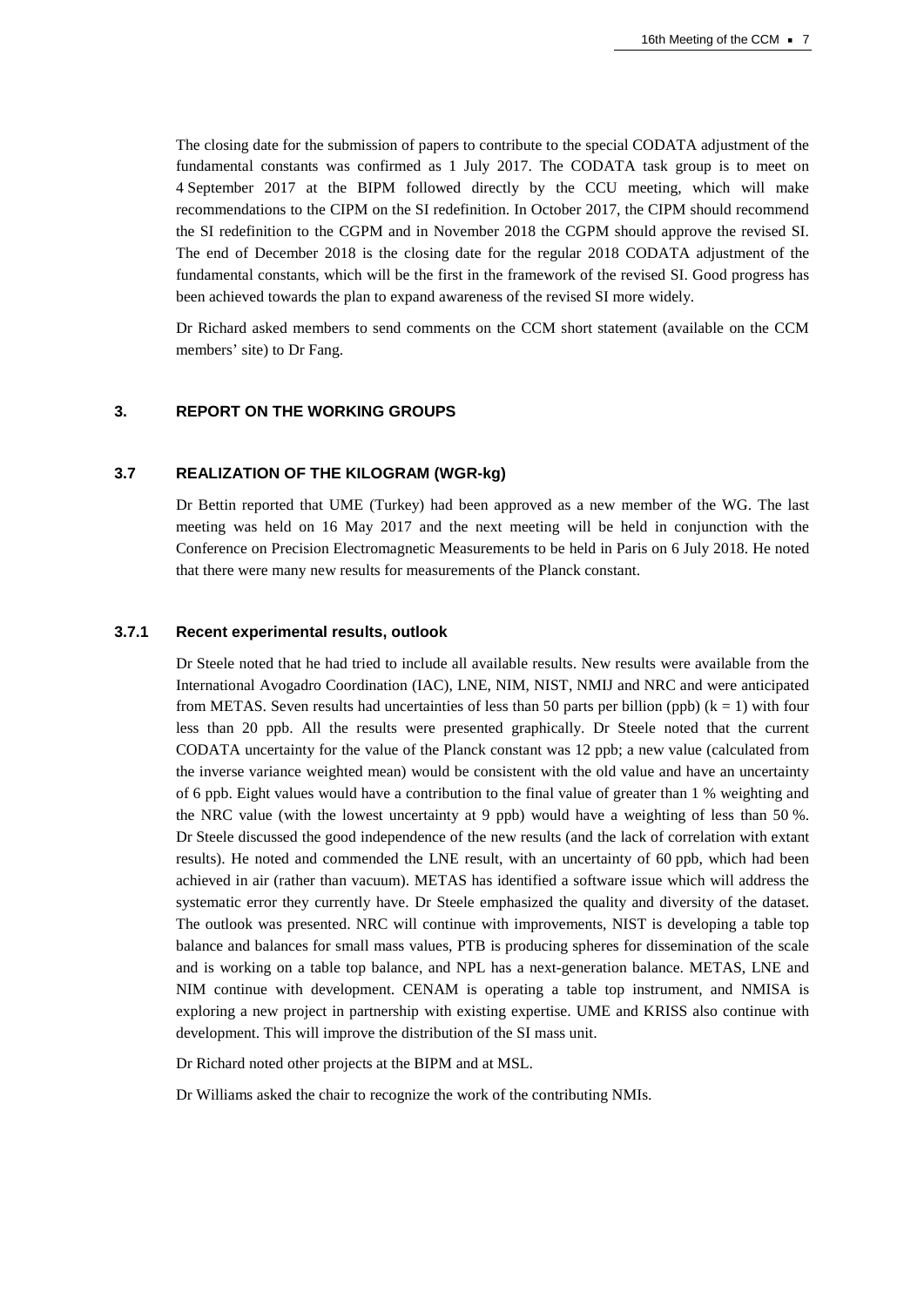The closing date for the submission of papers to contribute to the special CODATA adjustment of the fundamental constants was confirmed as 1 July 2017. The CODATA task group is to meet on 4 September 2017 at the BIPM followed directly by the CCU meeting, which will make recommendations to the CIPM on the SI redefinition. In October 2017, the CIPM should recommend the SI redefinition to the CGPM and in November 2018 the CGPM should approve the revised SI. The end of December 2018 is the closing date for the regular 2018 CODATA adjustment of the fundamental constants, which will be the first in the framework of the revised SI. Good progress has been achieved towards the plan to expand awareness of the revised SI more widely.

Dr Richard asked members to send comments on the CCM short statement (available on the CCM members' site) to Dr Fang.

## 3. REPORT ON THE WORKING GROUPS

### 3.7 REALIZATION OF THE KILOGRAM (WGR-kg)

Dr Bettin reported that UME (Turkey) had been approved as a new member of the WG. The last meeting was held on 16 May 2017 and the next meeting will be held in conjunction with the Conference on Precision Electromagnetic Measurements to be held in Paris on 6 July 2018. He noted that there were many new results for measurements of the Planck constant.

#### 3.7.1 Recent experimental results, outlook

Dr Steele noted that he had tried to include all available results. New results were available from the International Avogadro Coordination (IAC), LNE, NIM, NIST, NMIJ and NRC and were anticipated from METAS. Seven results had uncertainties of less than 50 parts per billion (ppb) ($k = 1$) with four less than 20 ppb. All the results were presented graphically. Dr Steele noted that the current CODATA uncertainty for the value of the Planck constant was 12 ppb; a new value (calculated from the inverse variance weighted mean) would be consistent with the old value and have an uncertainty of 6 ppb. Eight values would have a contribution to the final value of greater than 1 % weighting and the NRC value (with the lowest uncertainty at 9 ppb) would have a weighting of less than 50 %. Dr Steele discussed the good independence of the new results (and the lack of correlation with extant results). He noted and commended the LNE result, with an uncertainty of 60 ppb, which had been achieved in air (rather than vacuum). METAS has identified a software issue which will address the systematic error they currently have. Dr Steele emphasized the quality and diversity of the dataset. The outlook was presented. NRC will continue with improvements, NIST is developing a table top balance and balances for small mass values, PTB is producing spheres for dissemination of the scale and is working on a table top balance, and NPL has a next-generation balance. METAS, LNE and NIM continue with development. CENAM is operating a table top instrument, and NMISA is exploring a new project in partnership with existing expertise. UME and KRISS also continue with development. This will improve the distribution of the SI mass unit.

Dr Richard noted other projects at the BIPM and at MSL.

Dr Williams asked the chair to recognize the work of the contributing NMIs.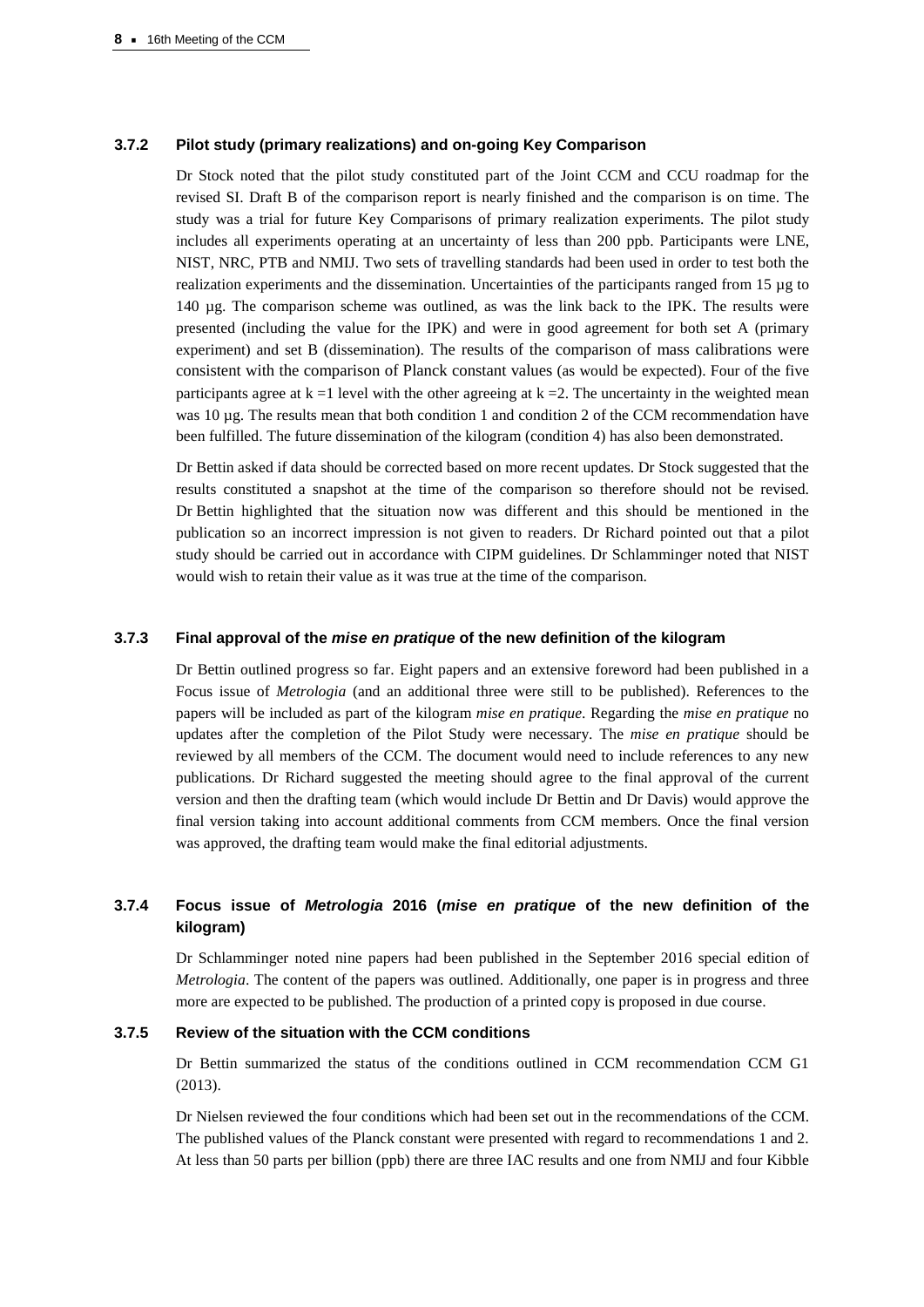### 3.7.2 Pilot study (primary realizations) and on-going Key Comparison

Dr Stock noted that the pilot study constituted part of the Joint CCM and CCU roadmap for the revised SI. Draft B of the comparison report is nearly finished and the comparison is on time. The study was a trial for future Key Comparisons of primary realization experiments. The pilot study includes all experiments operating at an uncertainty of less than 200 ppb. Participants were LNE, NIST, NRC, PTB and NMIJ. Two sets of travelling standards had been used in order to test both the realization experiments and the dissemination. Uncertainties of the participants ranged from 15 µg to 140 µg. The comparison scheme was outlined, as was the link back to the IPK. The results were presented (including the value for the IPK) and were in good agreement for both set A (primary experiment) and set B (dissemination). The results of the comparison of mass calibrations were consistent with the comparison of Planck constant values (as would be expected). Four of the five participants agree at $k = 1$ level with the other agreeing at $k = 2$. The uncertainty in the weighted mean was 10 µg. The results mean that both condition 1 and condition 2 of the CCM recommendation have been fulfilled. The future dissemination of the kilogram (condition 4) has also been demonstrated.

Dr Bettin asked if data should be corrected based on more recent updates. Dr Stock suggested that the results constituted a snapshot at the time of the comparison so therefore should not be revised. Dr Bettin highlighted that the situation now was different and this should be mentioned in the publication so an incorrect impression is not given to readers. Dr Richard pointed out that a pilot study should be carried out in accordance with CIPM guidelines. Dr Schlamminger noted that NIST would wish to retain their value as it was true at the time of the comparison.

### 3.7.3 Final approval of the *mise en pratique* of the new definition of the kilogram

Dr Bettin outlined progress so far. Eight papers and an extensive foreword had been published in a Focus issue of *Metrologia* (and an additional three were still to be published). References to the papers will be included as part of the kilogram *mise en pratique*. Regarding the *mise en pratique* no updates after the completion of the Pilot Study were necessary. The *mise en pratique* should be reviewed by all members of the CCM. The document would need to include references to any new publications. Dr Richard suggested the meeting should agree to the final approval of the current version and then the drafting team (which would include Dr Bettin and Dr Davis) would approve the final version taking into account additional comments from CCM members. Once the final version was approved, the drafting team would make the final editorial adjustments.

### 3.7.4 Focus issue of *Metrologia* 2016 (*mise en pratique* of the new definition of the kilogram)

Dr Schlamminger noted nine papers had been published in the September 2016 special edition of *Metrologia*. The content of the papers was outlined. Additionally, one paper is in progress and three more are expected to be published. The production of a printed copy is proposed in due course.

### 3.7.5 Review of the situation with the CCM conditions

Dr Bettin summarized the status of the conditions outlined in CCM recommendation CCM G1 (2013).

Dr Nielsen reviewed the four conditions which had been set out in the recommendations of the CCM. The published values of the Planck constant were presented with regard to recommendations 1 and 2. At less than 50 parts per billion (ppb) there are three IAC results and one from NMIJ and four Kibble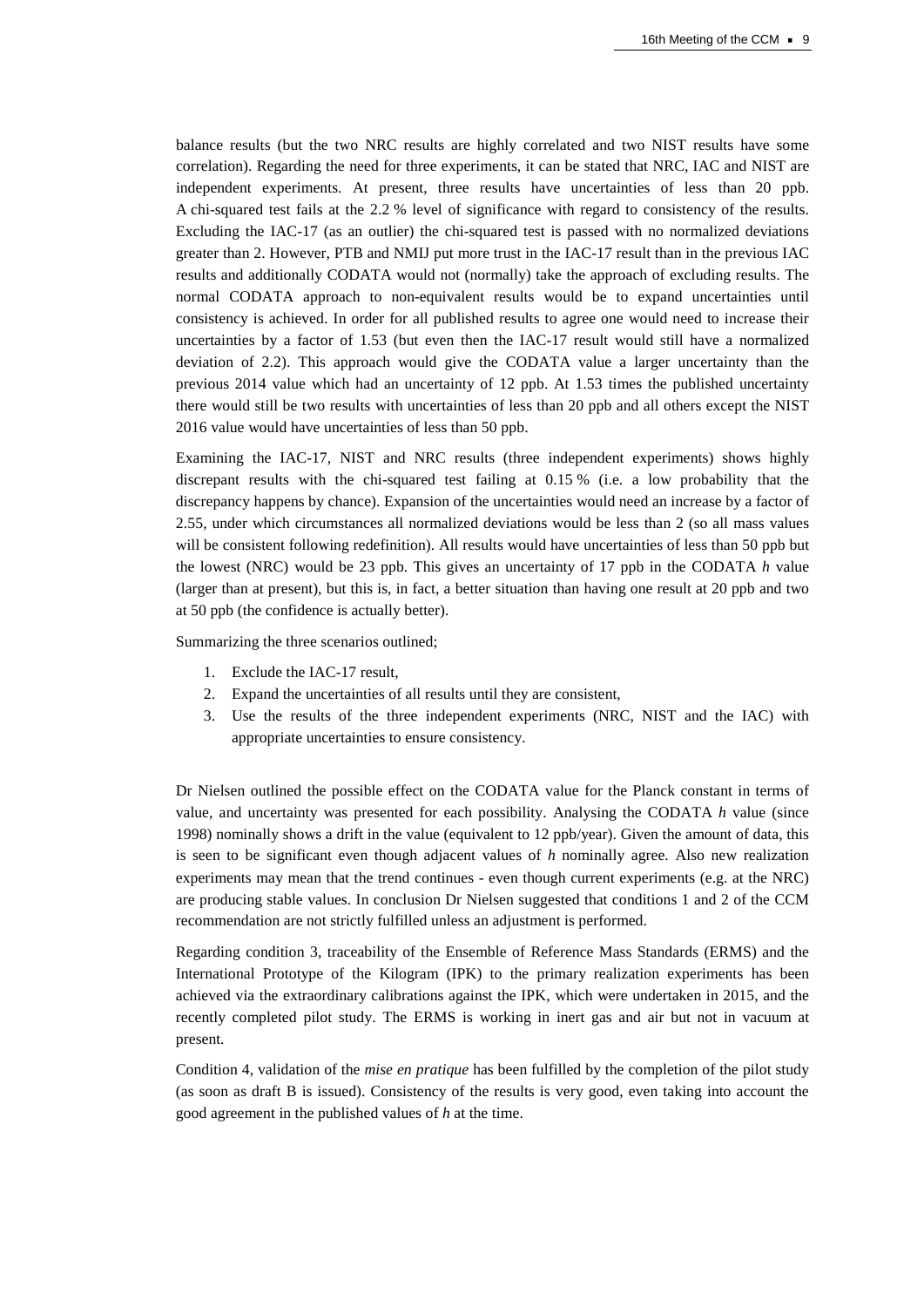balance results (but the two NRC results are highly correlated and two NIST results have some correlation). Regarding the need for three experiments, it can be stated that NRC, IAC and NIST are independent experiments. At present, three results have uncertainties of less than 20 ppb. A chi-squared test fails at the 2.2 % level of significance with regard to consistency of the results. Excluding the IAC-17 (as an outlier) the chi-squared test is passed with no normalized deviations greater than 2. However, PTB and NMIJ put more trust in the IAC-17 result than in the previous IAC results and additionally CODATA would not (normally) take the approach of excluding results. The normal CODATA approach to non-equivalent results would be to expand uncertainties until consistency is achieved. In order for all published results to agree one would need to increase their uncertainties by a factor of 1.53 (but even then the IAC-17 result would still have a normalized deviation of 2.2). This approach would give the CODATA value a larger uncertainty than the previous 2014 value which had an uncertainty of 12 ppb. At 1.53 times the published uncertainty there would still be two results with uncertainties of less than 20 ppb and all others except the NIST 2016 value would have uncertainties of less than 50 ppb.

Examining the IAC-17, NIST and NRC results (three independent experiments) shows highly discrepant results with the chi-squared test failing at 0.15 % (i.e. a low probability that the discrepancy happens by chance). Expansion of the uncertainties would need an increase by a factor of 2.55, under which circumstances all normalized deviations would be less than 2 (so all mass values will be consistent following redefinition). All results would have uncertainties of less than 50 ppb but the lowest (NRC) would be 23 ppb. This gives an uncertainty of 17 ppb in the CODATA *h* value (larger than at present), but this is, in fact, a better situation than having one result at 20 ppb and two at 50 ppb (the confidence is actually better).

Summarizing the three scenarios outlined;

1. Exclude the IAC-17 result,
2. Expand the uncertainties of all results until they are consistent,
3. Use the results of the three independent experiments (NRC, NIST and the IAC) with appropriate uncertainties to ensure consistency.

Dr Nielsen outlined the possible effect on the CODATA value for the Planck constant in terms of value, and uncertainty was presented for each possibility. Analysing the CODATA *h* value (since 1998) nominally shows a drift in the value (equivalent to 12 ppb/year). Given the amount of data, this is seen to be significant even though adjacent values of *h* nominally agree. Also new realization experiments may mean that the trend continues - even though current experiments (e.g. at the NRC) are producing stable values. In conclusion Dr Nielsen suggested that conditions 1 and 2 of the CCM recommendation are not strictly fulfilled unless an adjustment is performed.

Regarding condition 3, traceability of the Ensemble of Reference Mass Standards (ERMS) and the International Prototype of the Kilogram (IPK) to the primary realization experiments has been achieved via the extraordinary calibrations against the IPK, which were undertaken in 2015, and the recently completed pilot study. The ERMS is working in inert gas and air but not in vacuum at present.

Condition 4, validation of the *mise en pratique* has been fulfilled by the completion of the pilot study (as soon as draft B is issued). Consistency of the results is very good, even taking into account the good agreement in the published values of *h* at the time.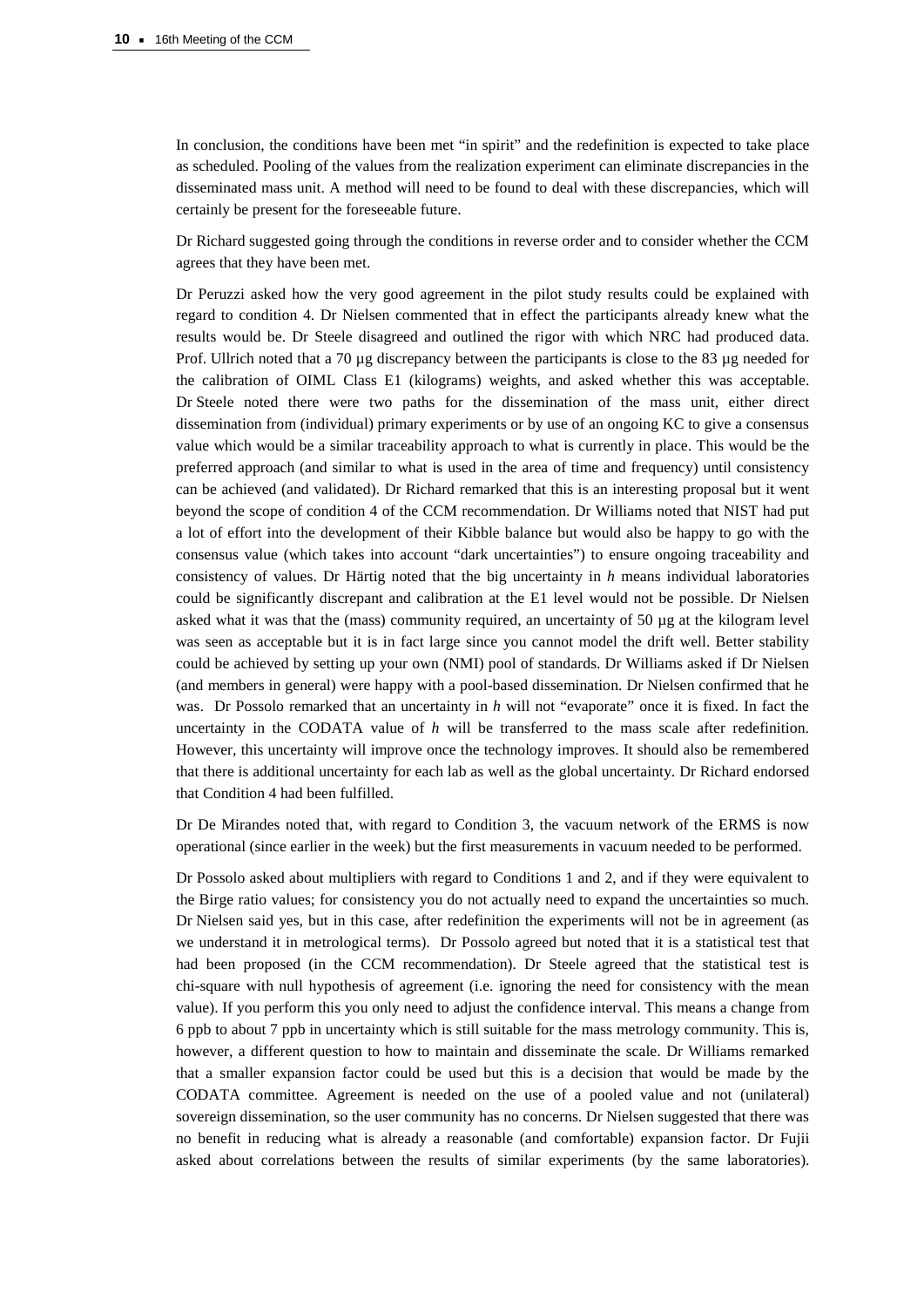In conclusion, the conditions have been met "in spirit" and the redefinition is expected to take place as scheduled. Pooling of the values from the realization experiment can eliminate discrepancies in the disseminated mass unit. A method will need to be found to deal with these discrepancies, which will certainly be present for the foreseeable future.

Dr Richard suggested going through the conditions in reverse order and to consider whether the CCM agrees that they have been met.

Dr Peruzzi asked how the very good agreement in the pilot study results could be explained with regard to condition 4. Dr Nielsen commented that in effect the participants already knew what the results would be. Dr Steele disagreed and outlined the rigor with which NRC had produced data. Prof. Ullrich noted that a 70 µg discrepancy between the participants is close to the 83 µg needed for the calibration of OIML Class E1 (kilograms) weights, and asked whether this was acceptable. Dr Steele noted there were two paths for the dissemination of the mass unit, either direct dissemination from (individual) primary experiments or by use of an ongoing KC to give a consensus value which would be a similar traceability approach to what is currently in place. This would be the preferred approach (and similar to what is used in the area of time and frequency) until consistency can be achieved (and validated). Dr Richard remarked that this is an interesting proposal but it went beyond the scope of condition 4 of the CCM recommendation. Dr Williams noted that NIST had put a lot of effort into the development of their Kibble balance but would also be happy to go with the consensus value (which takes into account "dark uncertainties") to ensure ongoing traceability and consistency of values. Dr Härtig noted that the big uncertainty in $h$ means individual laboratories could be significantly discrepant and calibration at the E1 level would not be possible. Dr Nielsen asked what it was that the (mass) community required, an uncertainty of 50 µg at the kilogram level was seen as acceptable but it is in fact large since you cannot model the drift well. Better stability could be achieved by setting up your own (NMI) pool of standards. Dr Williams asked if Dr Nielsen (and members in general) were happy with a pool-based dissemination. Dr Nielsen confirmed that he was. Dr Possolo remarked that an uncertainty in $h$ will not "evaporate" once it is fixed. In fact the uncertainty in the CODATA value of $h$ will be transferred to the mass scale after redefinition. However, this uncertainty will improve once the technology improves. It should also be remembered that there is additional uncertainty for each lab as well as the global uncertainty. Dr Richard endorsed that Condition 4 had been fulfilled.

Dr De Mirandes noted that, with regard to Condition 3, the vacuum network of the ERMS is now operational (since earlier in the week) but the first measurements in vacuum needed to be performed.

Dr Possolo asked about multipliers with regard to Conditions 1 and 2, and if they were equivalent to the Birge ratio values; for consistency you do not actually need to expand the uncertainties so much. Dr Nielsen said yes, but in this case, after redefinition the experiments will not be in agreement (as we understand it in metrological terms). Dr Possolo agreed but noted that it is a statistical test that had been proposed (in the CCM recommendation). Dr Steele agreed that the statistical test is chi-square with null hypothesis of agreement (i.e. ignoring the need for consistency with the mean value). If you perform this you only need to adjust the confidence interval. This means a change from 6 ppb to about 7 ppb in uncertainty which is still suitable for the mass metrology community. This is, however, a different question to how to maintain and disseminate the scale. Dr Williams remarked that a smaller expansion factor could be used but this is a decision that would be made by the CODATA committee. Agreement is needed on the use of a pooled value and not (unilateral) sovereign dissemination, so the user community has no concerns. Dr Nielsen suggested that there was no benefit in reducing what is already a reasonable (and comfortable) expansion factor. Dr Fujii asked about correlations between the results of similar experiments (by the same laboratories).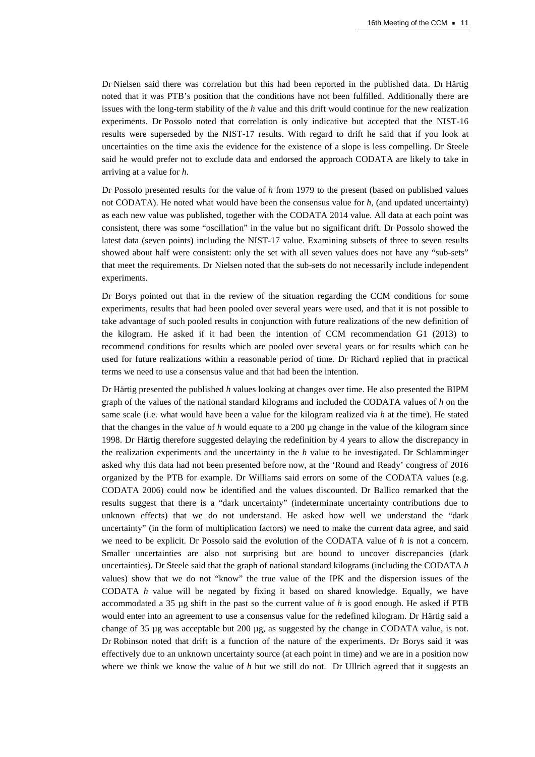Dr Nielsen said there was correlation but this had been reported in the published data. Dr Härtig noted that it was PTB's position that the conditions have not been fulfilled. Additionally there are issues with the long-term stability of the *h* value and this drift would continue for the new realization experiments. Dr Possolo noted that correlation is only indicative but accepted that the NIST-16 results were superseded by the NIST-17 results. With regard to drift he said that if you look at uncertainties on the time axis the evidence for the existence of a slope is less compelling. Dr Steele said he would prefer not to exclude data and endorsed the approach CODATA are likely to take in arriving at a value for *h*.

Dr Possolo presented results for the value of *h* from 1979 to the present (based on published values not CODATA). He noted what would have been the consensus value for *h*, (and updated uncertainty) as each new value was published, together with the CODATA 2014 value. All data at each point was consistent, there was some "oscillation" in the value but no significant drift. Dr Possolo showed the latest data (seven points) including the NIST-17 value. Examining subsets of three to seven results showed about half were consistent: only the set with all seven values does not have any "sub-sets" that meet the requirements. Dr Nielsen noted that the sub-sets do not necessarily include independent experiments.

Dr Borys pointed out that in the review of the situation regarding the CCM conditions for some experiments, results that had been pooled over several years were used, and that it is not possible to take advantage of such pooled results in conjunction with future realizations of the new definition of the kilogram. He asked if it had been the intention of CCM recommendation G1 (2013) to recommend conditions for results which are pooled over several years or for results which can be used for future realizations within a reasonable period of time. Dr Richard replied that in practical terms we need to use a consensus value and that had been the intention.

Dr Härtig presented the published *h* values looking at changes over time. He also presented the BIPM graph of the values of the national standard kilograms and included the CODATA values of *h* on the same scale (i.e. what would have been a value for the kilogram realized via *h* at the time). He stated that the changes in the value of *h* would equate to a 200 µg change in the value of the kilogram since 1998. Dr Härtig therefore suggested delaying the redefinition by 4 years to allow the discrepancy in the realization experiments and the uncertainty in the *h* value to be investigated. Dr Schlamminger asked why this data had not been presented before now, at the 'Round and Ready' congress of 2016 organized by the PTB for example. Dr Williams said errors on some of the CODATA values (e.g. CODATA 2006) could now be identified and the values discounted. Dr Ballico remarked that the results suggest that there is a "dark uncertainty" (indeterminate uncertainty contributions due to unknown effects) that we do not understand. He asked how well we understand the "dark uncertainty" (in the form of multiplication factors) we need to make the current data agree, and said we need to be explicit. Dr Possolo said the evolution of the CODATA value of *h* is not a concern. Smaller uncertainties are also not surprising but are bound to uncover discrepancies (dark uncertainties). Dr Steele said that the graph of national standard kilograms (including the CODATA *h* values) show that we do not "know" the true value of the IPK and the dispersion issues of the CODATA *h* value will be negated by fixing it based on shared knowledge. Equally, we have accommodated a 35 µg shift in the past so the current value of *h* is good enough. He asked if PTB would enter into an agreement to use a consensus value for the redefined kilogram. Dr Härtig said a change of 35 µg was acceptable but 200 µg, as suggested by the change in CODATA value, is not. Dr Robinson noted that drift is a function of the nature of the experiments. Dr Borys said it was effectively due to an unknown uncertainty source (at each point in time) and we are in a position now where we think we know the value of *h* but we still do not. Dr Ullrich agreed that it suggests an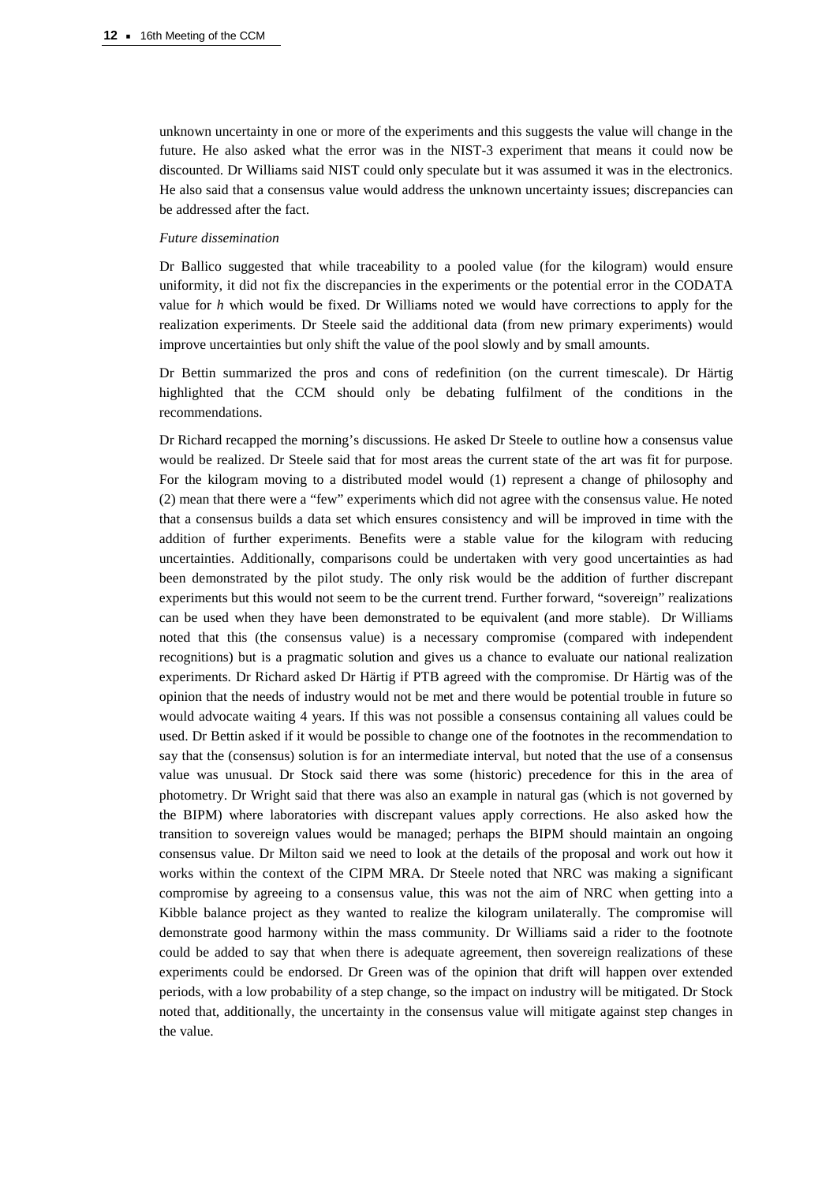unknown uncertainty in one or more of the experiments and this suggests the value will change in the future. He also asked what the error was in the NIST-3 experiment that means it could now be discounted. Dr Williams said NIST could only speculate but it was assumed it was in the electronics. He also said that a consensus value would address the unknown uncertainty issues; discrepancies can be addressed after the fact.

*Future dissemination*

Dr Ballico suggested that while traceability to a pooled value (for the kilogram) would ensure uniformity, it did not fix the discrepancies in the experiments or the potential error in the CODATA value for *h* which would be fixed. Dr Williams noted we would have corrections to apply for the realization experiments. Dr Steele said the additional data (from new primary experiments) would improve uncertainties but only shift the value of the pool slowly and by small amounts.

Dr Bettin summarized the pros and cons of redefinition (on the current timescale). Dr Härtig highlighted that the CCM should only be debating fulfilment of the conditions in the recommendations.

Dr Richard recapped the morning's discussions. He asked Dr Steele to outline how a consensus value would be realized. Dr Steele said that for most areas the current state of the art was fit for purpose. For the kilogram moving to a distributed model would (1) represent a change of philosophy and (2) mean that there were a "few" experiments which did not agree with the consensus value. He noted that a consensus builds a data set which ensures consistency and will be improved in time with the addition of further experiments. Benefits were a stable value for the kilogram with reducing uncertainties. Additionally, comparisons could be undertaken with very good uncertainties as had been demonstrated by the pilot study. The only risk would be the addition of further discrepant experiments but this would not seem to be the current trend. Further forward, "sovereign" realizations can be used when they have been demonstrated to be equivalent (and more stable). Dr Williams noted that this (the consensus value) is a necessary compromise (compared with independent recognitions) but is a pragmatic solution and gives us a chance to evaluate our national realization experiments. Dr Richard asked Dr Härtig if PTB agreed with the compromise. Dr Härtig was of the opinion that the needs of industry would not be met and there would be potential trouble in future so would advocate waiting 4 years. If this was not possible a consensus containing all values could be used. Dr Bettin asked if it would be possible to change one of the footnotes in the recommendation to say that the (consensus) solution is for an intermediate interval, but noted that the use of a consensus value was unusual. Dr Stock said there was some (historic) precedence for this in the area of photometry. Dr Wright said that there was also an example in natural gas (which is not governed by the BIPM) where laboratories with discrepant values apply corrections. He also asked how the transition to sovereign values would be managed; perhaps the BIPM should maintain an ongoing consensus value. Dr Milton said we need to look at the details of the proposal and work out how it works within the context of the CIPM MRA. Dr Steele noted that NRC was making a significant compromise by agreeing to a consensus value, this was not the aim of NRC when getting into a Kibble balance project as they wanted to realize the kilogram unilaterally. The compromise will demonstrate good harmony within the mass community. Dr Williams said a rider to the footnote could be added to say that when there is adequate agreement, then sovereign realizations of these experiments could be endorsed. Dr Green was of the opinion that drift will happen over extended periods, with a low probability of a step change, so the impact on industry will be mitigated. Dr Stock noted that, additionally, the uncertainty in the consensus value will mitigate against step changes in the value.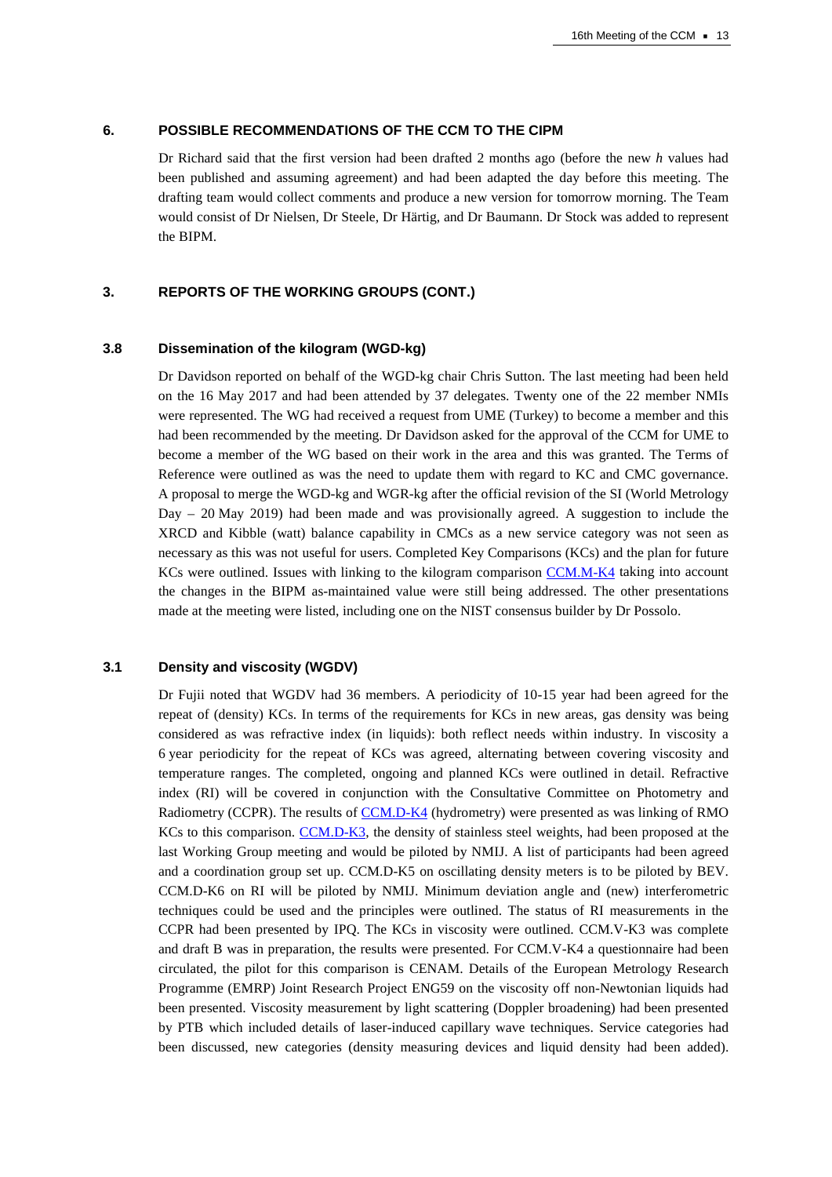## 6. POSSIBLE RECOMMENDATIONS OF THE CCM TO THE CIPM

Dr Richard said that the first version had been drafted 2 months ago (before the new *h* values had been published and assuming agreement) and had been adapted the day before this meeting. The drafting team would collect comments and produce a new version for tomorrow morning. The Team would consist of Dr Nielsen, Dr Steele, Dr Härtig, and Dr Baumann. Dr Stock was added to represent the BIPM.

## 3. REPORTS OF THE WORKING GROUPS (CONT.)

### 3.8 Dissemination of the kilogram (WGD-kg)

Dr Davidson reported on behalf of the WGD-kg chair Chris Sutton. The last meeting had been held on the 16 May 2017 and had been attended by 37 delegates. Twenty one of the 22 member NMIs were represented. The WG had received a request from UME (Turkey) to become a member and this had been recommended by the meeting. Dr Davidson asked for the approval of the CCM for UME to become a member of the WG based on their work in the area and this was granted. The Terms of Reference were outlined as was the need to update them with regard to KC and CMC governance. A proposal to merge the WGD-kg and WGR-kg after the official revision of the SI (World Metrology Day – 20 May 2019) had been made and was provisionally agreed. A suggestion to include the XRCD and Kibble (watt) balance capability in CMCs as a new service category was not seen as necessary as this was not useful for users. Completed Key Comparisons (KCs) and the plan for future KCs were outlined. Issues with linking to the kilogram comparison CCM.M-K4 taking into account the changes in the BIPM as-maintained value were still being addressed. The other presentations made at the meeting were listed, including one on the NIST consensus builder by Dr Possolo.

### 3.1 Density and viscosity (WGDV)

Dr Fujii noted that WGDV had 36 members. A periodicity of 10-15 year had been agreed for the repeat of (density) KCs. In terms of the requirements for KCs in new areas, gas density was being considered as was refractive index (in liquids): both reflect needs within industry. In viscosity a 6 year periodicity for the repeat of KCs was agreed, alternating between covering viscosity and temperature ranges. The completed, ongoing and planned KCs were outlined in detail. Refractive index (RI) will be covered in conjunction with the Consultative Committee on Photometry and Radiometry (CCPR). The results of CCM.D-K4 (hydrometry) were presented as was linking of RMO KCs to this comparison. CCM.D-K3, the density of stainless steel weights, had been proposed at the last Working Group meeting and would be piloted by NMIJ. A list of participants had been agreed and a coordination group set up. CCM.D-K5 on oscillating density meters is to be piloted by BEV. CCM.D-K6 on RI will be piloted by NMIJ. Minimum deviation angle and (new) interferometric techniques could be used and the principles were outlined. The status of RI measurements in the CCPR had been presented by IPQ. The KCs in viscosity were outlined. CCM.V-K3 was complete and draft B was in preparation, the results were presented. For CCM.V-K4 a questionnaire had been circulated, the pilot for this comparison is CENAM. Details of the European Metrology Research Programme (EMRP) Joint Research Project ENG59 on the viscosity off non-Newtonian liquids had been presented. Viscosity measurement by light scattering (Doppler broadening) had been presented by PTB which included details of laser-induced capillary wave techniques. Service categories had been discussed, new categories (density measuring devices and liquid density had been added).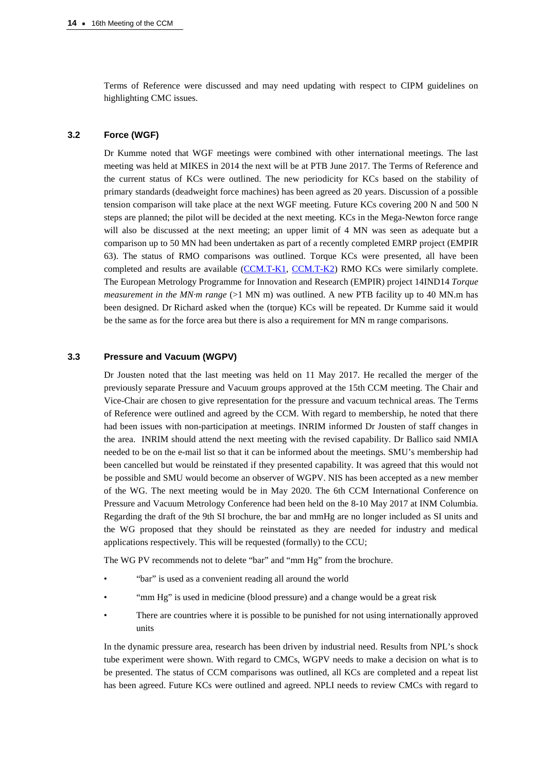Terms of Reference were discussed and may need updating with respect to CIPM guidelines on highlighting CMC issues.

### 3.2 Force (WGF)

Dr Kumme noted that WGF meetings were combined with other international meetings. The last meeting was held at MIKES in 2014 the next will be at PTB June 2017. The Terms of Reference and the current status of KCs were outlined. The new periodicity for KCs based on the stability of primary standards (deadweight force machines) has been agreed as 20 years. Discussion of a possible tension comparison will take place at the next WGF meeting. Future KCs covering 200 N and 500 N steps are planned; the pilot will be decided at the next meeting. KCs in the Mega-Newton force range will also be discussed at the next meeting; an upper limit of 4 MN was seen as adequate but a comparison up to 50 MN had been undertaken as part of a recently completed EMRP project (EMPIR 63). The status of RMO comparisons was outlined. Torque KCs were presented, all have been completed and results are available (CCM.T-K1, CCM.T-K2) RMO KCs were similarly complete. The European Metrology Programme for Innovation and Research (EMPIR) project 14IND14 *Torque measurement in the MN·m range* (>1 MN m) was outlined. A new PTB facility up to 40 MN.m has been designed. Dr Richard asked when the (torque) KCs will be repeated. Dr Kumme said it would be the same as for the force area but there is also a requirement for MN m range comparisons.

### 3.3 Pressure and Vacuum (WGPV)

Dr Jousten noted that the last meeting was held on 11 May 2017. He recalled the merger of the previously separate Pressure and Vacuum groups approved at the 15th CCM meeting. The Chair and Vice-Chair are chosen to give representation for the pressure and vacuum technical areas. The Terms of Reference were outlined and agreed by the CCM. With regard to membership, he noted that there had been issues with non-participation at meetings. INRIM informed Dr Jousten of staff changes in the area. INRIM should attend the next meeting with the revised capability. Dr Ballico said NMIA needed to be on the e-mail list so that it can be informed about the meetings. SMU's membership had been cancelled but would be reinstated if they presented capability. It was agreed that this would not be possible and SMU would become an observer of WGPV. NIS has been accepted as a new member of the WG. The next meeting would be in May 2020. The 6th CCM International Conference on Pressure and Vacuum Metrology Conference had been held on the 8-10 May 2017 at INM Columbia. Regarding the draft of the 9th SI brochure, the bar and mmHg are no longer included as SI units and the WG proposed that they should be reinstated as they are needed for industry and medical applications respectively. This will be requested (formally) to the CCU;

The WG PV recommends not to delete "bar" and "mm Hg" from the brochure.

- "bar" is used as a convenient reading all around the world
- "mm Hg" is used in medicine (blood pressure) and a change would be a great risk
- There are countries where it is possible to be punished for not using internationally approved units

In the dynamic pressure area, research has been driven by industrial need. Results from NPL's shock tube experiment were shown. With regard to CMCs, WGPV needs to make a decision on what is to be presented. The status of CCM comparisons was outlined, all KCs are completed and a repeat list has been agreed. Future KCs were outlined and agreed. NPLI needs to review CMCs with regard to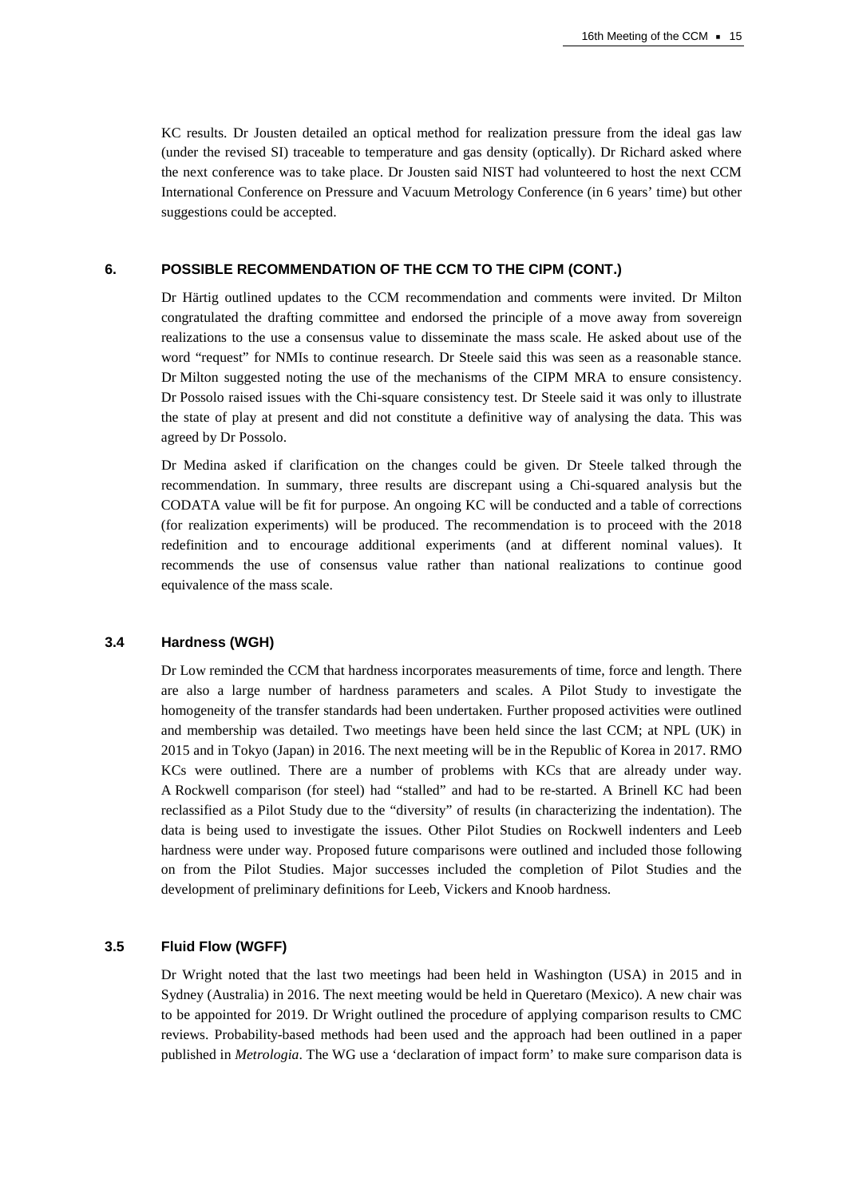KC results. Dr Jousten detailed an optical method for realization pressure from the ideal gas law (under the revised SI) traceable to temperature and gas density (optically). Dr Richard asked where the next conference was to take place. Dr Jousten said NIST had volunteered to host the next CCM International Conference on Pressure and Vacuum Metrology Conference (in 6 years' time) but other suggestions could be accepted.

## 6. POSSIBLE RECOMMENDATION OF THE CCM TO THE CIPM (CONT.)

Dr Härtig outlined updates to the CCM recommendation and comments were invited. Dr Milton congratulated the drafting committee and endorsed the principle of a move away from sovereign realizations to the use a consensus value to disseminate the mass scale. He asked about use of the word "request" for NMIs to continue research. Dr Steele said this was seen as a reasonable stance. Dr Milton suggested noting the use of the mechanisms of the CIPM MRA to ensure consistency. Dr Possolo raised issues with the Chi-square consistency test. Dr Steele said it was only to illustrate the state of play at present and did not constitute a definitive way of analysing the data. This was agreed by Dr Possolo.

Dr Medina asked if clarification on the changes could be given. Dr Steele talked through the recommendation. In summary, three results are discrepant using a Chi-squared analysis but the CODATA value will be fit for purpose. An ongoing KC will be conducted and a table of corrections (for realization experiments) will be produced. The recommendation is to proceed with the 2018 redefinition and to encourage additional experiments (and at different nominal values). It recommends the use of consensus value rather than national realizations to continue good equivalence of the mass scale.

### 3.4 Hardness (WGH)

Dr Low reminded the CCM that hardness incorporates measurements of time, force and length. There are also a large number of hardness parameters and scales. A Pilot Study to investigate the homogeneity of the transfer standards had been undertaken. Further proposed activities were outlined and membership was detailed. Two meetings have been held since the last CCM; at NPL (UK) in 2015 and in Tokyo (Japan) in 2016. The next meeting will be in the Republic of Korea in 2017. RMO KCs were outlined. There are a number of problems with KCs that are already under way. A Rockwell comparison (for steel) had "stalled" and had to be re-started. A Brinell KC had been reclassified as a Pilot Study due to the "diversity" of results (in characterizing the indentation). The data is being used to investigate the issues. Other Pilot Studies on Rockwell indenters and Leeb hardness were under way. Proposed future comparisons were outlined and included those following on from the Pilot Studies. Major successes included the completion of Pilot Studies and the development of preliminary definitions for Leeb, Vickers and Knoob hardness.

### 3.5 Fluid Flow (WGFF)

Dr Wright noted that the last two meetings had been held in Washington (USA) in 2015 and in Sydney (Australia) in 2016. The next meeting would be held in Queretaro (Mexico). A new chair was to be appointed for 2019. Dr Wright outlined the procedure of applying comparison results to CMC reviews. Probability-based methods had been used and the approach had been outlined in a paper published in *Metrologia*. The WG use a 'declaration of impact form' to make sure comparison data is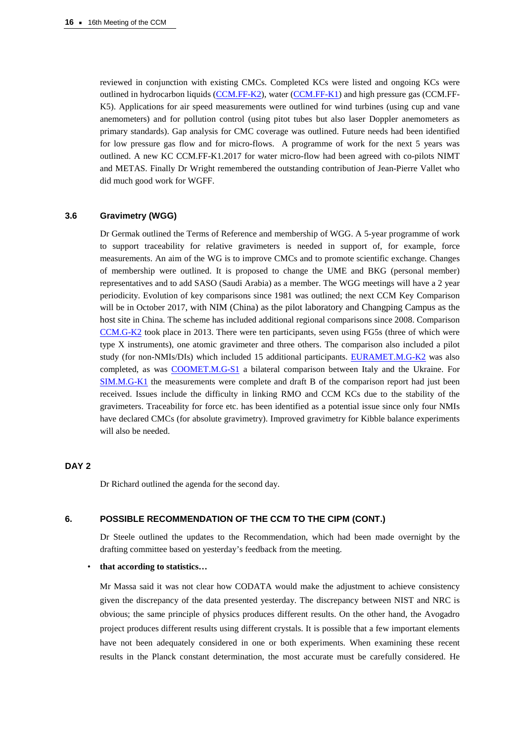reviewed in conjunction with existing CMCs. Completed KCs were listed and ongoing KCs were outlined in hydrocarbon liquids (CCM.FF-K2), water (CCM.FF-K1) and high pressure gas (CCM.FF-K5). Applications for air speed measurements were outlined for wind turbines (using cup and vane anemometers) and for pollution control (using pitot tubes but also laser Doppler anemometers as primary standards). Gap analysis for CMC coverage was outlined. Future needs had been identified for low pressure gas flow and for micro-flows. A programme of work for the next 5 years was outlined. A new KC CCM.FF-K1.2017 for water micro-flow had been agreed with co-pilots NIMT and METAS. Finally Dr Wright remembered the outstanding contribution of Jean-Pierre Vallet who did much good work for WGFF.

### 3.6 Gravimetry (WGG)

Dr Germak outlined the Terms of Reference and membership of WGG. A 5-year programme of work to support traceability for relative gravimeters is needed in support of, for example, force measurements. An aim of the WG is to improve CMCs and to promote scientific exchange. Changes of membership were outlined. It is proposed to change the UME and BKG (personal member) representatives and to add SASO (Saudi Arabia) as a member. The WGG meetings will have a 2 year periodicity. Evolution of key comparisons since 1981 was outlined; the next CCM Key Comparison will be in October 2017, with NIM (China) as the pilot laboratory and Changping Campus as the host site in China. The scheme has included additional regional comparisons since 2008. Comparison CCM.G-K2 took place in 2013. There were ten participants, seven using FG5s (three of which were type X instruments), one atomic gravimeter and three others. The comparison also included a pilot study (for non-NMIs/DIs) which included 15 additional participants. EURAMET.M.G-K2 was also completed, as was COOMET.M.G-S1 a bilateral comparison between Italy and the Ukraine. For SIM.M.G-K1 the measurements were complete and draft B of the comparison report had just been received. Issues include the difficulty in linking RMO and CCM KCs due to the stability of the gravimeters. Traceability for force etc. has been identified as a potential issue since only four NMIs have declared CMCs (for absolute gravimetry). Improved gravimetry for Kibble balance experiments will also be needed.

## DAY 2

Dr Richard outlined the agenda for the second day.

## 6. POSSIBLE RECOMMENDATION OF THE CCM TO THE CIPM (CONT.)

Dr Steele outlined the updates to the Recommendation, which had been made overnight by the drafting committee based on yesterday's feedback from the meeting.

- **that according to statistics…**

Mr Massa said it was not clear how CODATA would make the adjustment to achieve consistency given the discrepancy of the data presented yesterday. The discrepancy between NIST and NRC is obvious; the same principle of physics produces different results. On the other hand, the Avogadro project produces different results using different crystals. It is possible that a few important elements have not been adequately considered in one or both experiments. When examining these recent results in the Planck constant determination, the most accurate must be carefully considered. He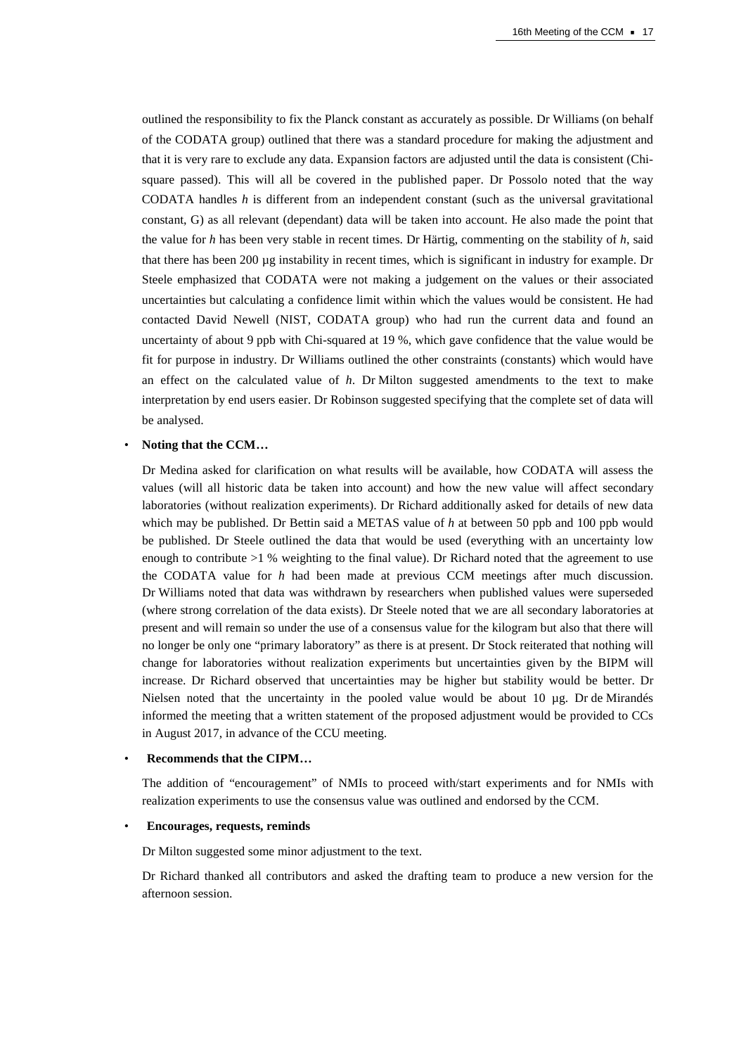outlined the responsibility to fix the Planck constant as accurately as possible. Dr Williams (on behalf of the CODATA group) outlined that there was a standard procedure for making the adjustment and that it is very rare to exclude any data. Expansion factors are adjusted until the data is consistent (Chi-square passed). This will all be covered in the published paper. Dr Possolo noted that the way CODATA handles *h* is different from an independent constant (such as the universal gravitational constant, G) as all relevant (dependant) data will be taken into account. He also made the point that the value for *h* has been very stable in recent times. Dr Härtig, commenting on the stability of *h*, said that there has been 200 µg instability in recent times, which is significant in industry for example. Dr Steele emphasized that CODATA were not making a judgement on the values or their associated uncertainties but calculating a confidence limit within which the values would be consistent. He had contacted David Newell (NIST, CODATA group) who had run the current data and found an uncertainty of about 9 ppb with Chi-squared at 19 %, which gave confidence that the value would be fit for purpose in industry. Dr Williams outlined the other constraints (constants) which would have an effect on the calculated value of *h*. Dr Milton suggested amendments to the text to make interpretation by end users easier. Dr Robinson suggested specifying that the complete set of data will be analysed.

- **Noting that the CCM…**

  Dr Medina asked for clarification on what results will be available, how CODATA will assess the values (will all historic data be taken into account) and how the new value will affect secondary laboratories (without realization experiments). Dr Richard additionally asked for details of new data which may be published. Dr Bettin said a METAS value of *h* at between 50 ppb and 100 ppb would be published. Dr Steele outlined the data that would be used (everything with an uncertainty low enough to contribute >1 % weighting to the final value). Dr Richard noted that the agreement to use the CODATA value for *h* had been made at previous CCM meetings after much discussion. Dr Williams noted that data was withdrawn by researchers when published values were superseded (where strong correlation of the data exists). Dr Steele noted that we are all secondary laboratories at present and will remain so under the use of a consensus value for the kilogram but also that there will no longer be only one "primary laboratory" as there is at present. Dr Stock reiterated that nothing will change for laboratories without realization experiments but uncertainties given by the BIPM will increase. Dr Richard observed that uncertainties may be higher but stability would be better. Dr Nielsen noted that the uncertainty in the pooled value would be about 10 µg. Dr de Mirandés informed the meeting that a written statement of the proposed adjustment would be provided to CCs in August 2017, in advance of the CCU meeting.

- **Recommends that the CIPM…**

  The addition of "encouragement" of NMIs to proceed with/start experiments and for NMIs with realization experiments to use the consensus value was outlined and endorsed by the CCM.

- **Encourages, requests, reminds**

  Dr Milton suggested some minor adjustment to the text.

  Dr Richard thanked all contributors and asked the drafting team to produce a new version for the afternoon session.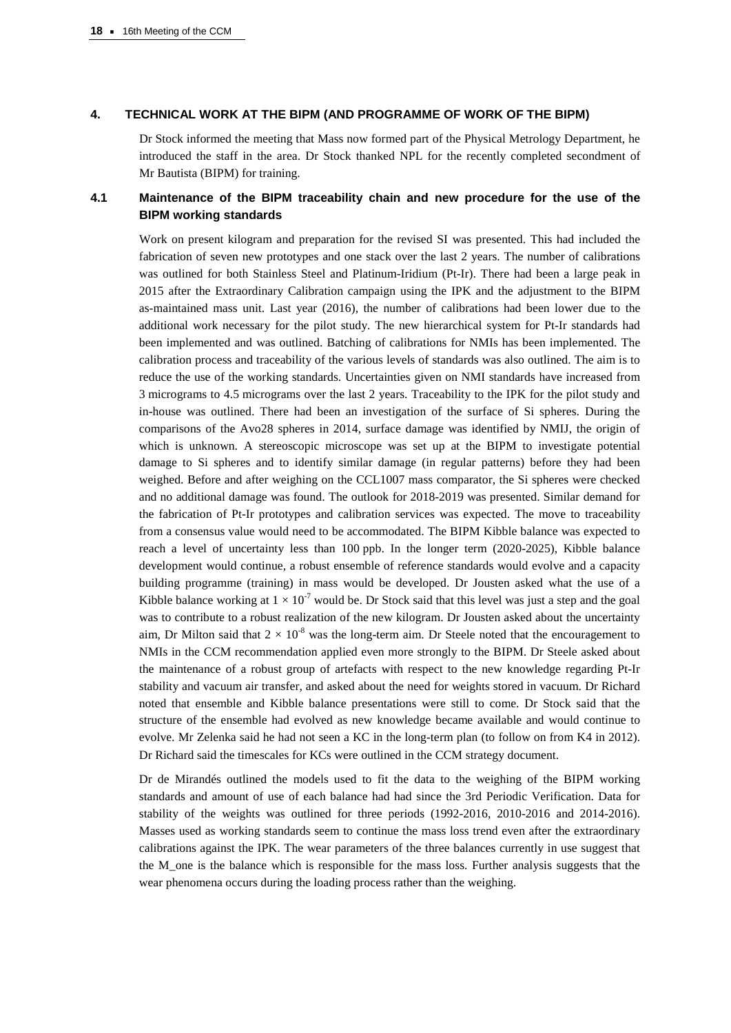## 4. TECHNICAL WORK AT THE BIPM (AND PROGRAMME OF WORK OF THE BIPM)

Dr Stock informed the meeting that Mass now formed part of the Physical Metrology Department, he introduced the staff in the area. Dr Stock thanked NPL for the recently completed secondment of Mr Bautista (BIPM) for training.

### 4.1 Maintenance of the BIPM traceability chain and new procedure for the use of the BIPM working standards

Work on present kilogram and preparation for the revised SI was presented. This had included the fabrication of seven new prototypes and one stack over the last 2 years. The number of calibrations was outlined for both Stainless Steel and Platinum-Iridium (Pt-Ir). There had been a large peak in 2015 after the Extraordinary Calibration campaign using the IPK and the adjustment to the BIPM as-maintained mass unit. Last year (2016), the number of calibrations had been lower due to the additional work necessary for the pilot study. The new hierarchical system for Pt-Ir standards had been implemented and was outlined. Batching of calibrations for NMIs has been implemented. The calibration process and traceability of the various levels of standards was also outlined. The aim is to reduce the use of the working standards. Uncertainties given on NMI standards have increased from 3 micrograms to 4.5 micrograms over the last 2 years. Traceability to the IPK for the pilot study and in-house was outlined. There had been an investigation of the surface of Si spheres. During the comparisons of the Avo28 spheres in 2014, surface damage was identified by NMIJ, the origin of which is unknown. A stereoscopic microscope was set up at the BIPM to investigate potential damage to Si spheres and to identify similar damage (in regular patterns) before they had been weighed. Before and after weighing on the CCL1007 mass comparator, the Si spheres were checked and no additional damage was found. The outlook for 2018-2019 was presented. Similar demand for the fabrication of Pt-Ir prototypes and calibration services was expected. The move to traceability from a consensus value would need to be accommodated. The BIPM Kibble balance was expected to reach a level of uncertainty less than 100 ppb. In the longer term (2020-2025), Kibble balance development would continue, a robust ensemble of reference standards would evolve and a capacity building programme (training) in mass would be developed. Dr Jousten asked what the use of a Kibble balance working at $1 \times 10^{-7}$ would be. Dr Stock said that this level was just a step and the goal was to contribute to a robust realization of the new kilogram. Dr Jousten asked about the uncertainty aim, Dr Milton said that $2 \times 10^{-8}$ was the long-term aim. Dr Steele noted that the encouragement to NMIs in the CCM recommendation applied even more strongly to the BIPM. Dr Steele asked about the maintenance of a robust group of artefacts with respect to the new knowledge regarding Pt-Ir stability and vacuum air transfer, and asked about the need for weights stored in vacuum. Dr Richard noted that ensemble and Kibble balance presentations were still to come. Dr Stock said that the structure of the ensemble had evolved as new knowledge became available and would continue to evolve. Mr Zelenka said he had not seen a KC in the long-term plan (to follow on from K4 in 2012). Dr Richard said the timescales for KCs were outlined in the CCM strategy document.

Dr de Mirandés outlined the models used to fit the data to the weighing of the BIPM working standards and amount of use of each balance had had since the 3rd Periodic Verification. Data for stability of the weights was outlined for three periods (1992-2016, 2010-2016 and 2014-2016). Masses used as working standards seem to continue the mass loss trend even after the extraordinary calibrations against the IPK. The wear parameters of the three balances currently in use suggest that the M_one is the balance which is responsible for the mass loss. Further analysis suggests that the wear phenomena occurs during the loading process rather than the weighing.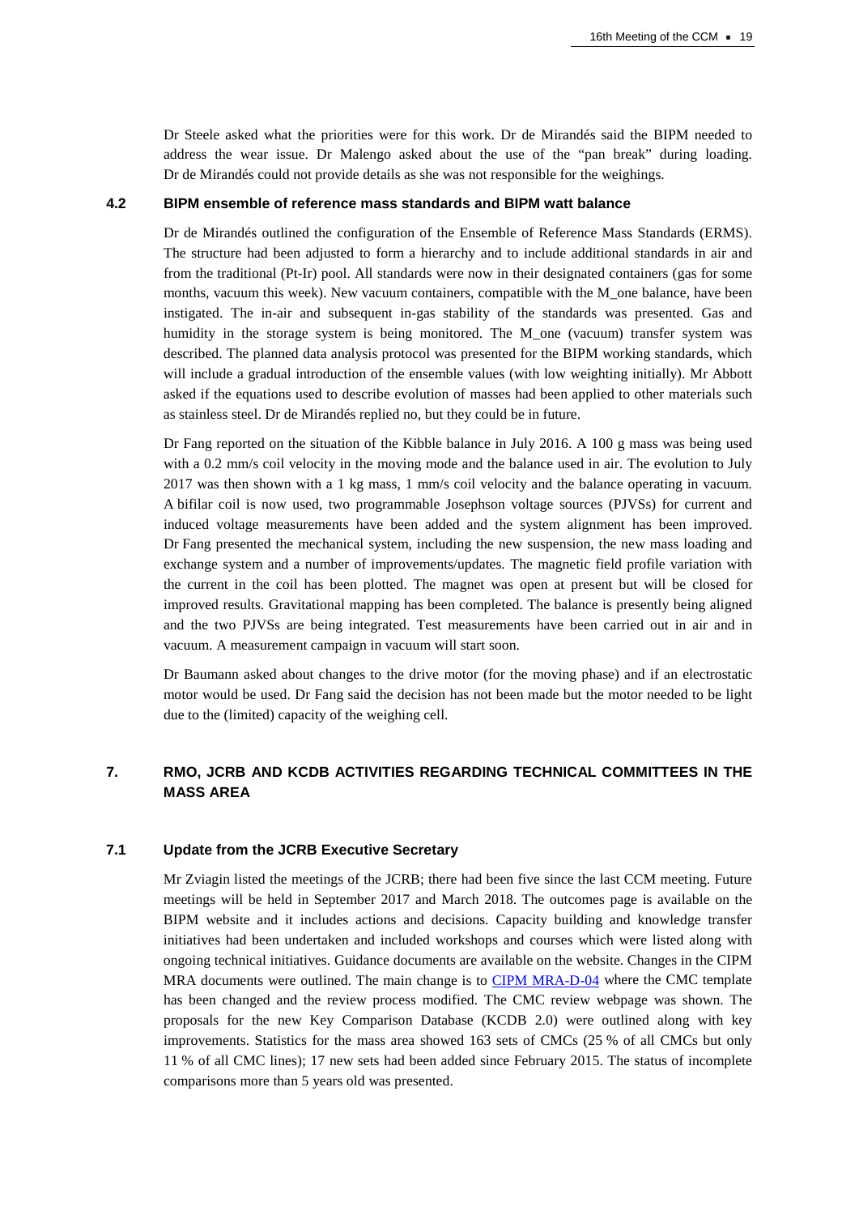Dr Steele asked what the priorities were for this work. Dr de Mirandés said the BIPM needed to address the wear issue. Dr Malengo asked about the use of the “pan break” during loading. Dr de Mirandés could not provide details as she was not responsible for the weighings.

### 4.2 BIPM ensemble of reference mass standards and BIPM watt balance

Dr de Mirandés outlined the configuration of the Ensemble of Reference Mass Standards (ERMS). The structure had been adjusted to form a hierarchy and to include additional standards in air and from the traditional (Pt-Ir) pool. All standards were now in their designated containers (gas for some months, vacuum this week). New vacuum containers, compatible with the M_one balance, have been instigated. The in-air and subsequent in-gas stability of the standards was presented. Gas and humidity in the storage system is being monitored. The M_one (vacuum) transfer system was described. The planned data analysis protocol was presented for the BIPM working standards, which will include a gradual introduction of the ensemble values (with low weighting initially). Mr Abbott asked if the equations used to describe evolution of masses had been applied to other materials such as stainless steel. Dr de Mirandés replied no, but they could be in future.

Dr Fang reported on the situation of the Kibble balance in July 2016. A 100 g mass was being used with a 0.2 mm/s coil velocity in the moving mode and the balance used in air. The evolution to July 2017 was then shown with a 1 kg mass, 1 mm/s coil velocity and the balance operating in vacuum. A bifilar coil is now used, two programmable Josephson voltage sources (PJVSs) for current and induced voltage measurements have been added and the system alignment has been improved. Dr Fang presented the mechanical system, including the new suspension, the new mass loading and exchange system and a number of improvements/updates. The magnetic field profile variation with the current in the coil has been plotted. The magnet was open at present but will be closed for improved results. Gravitational mapping has been completed. The balance is presently being aligned and the two PJVSs are being integrated. Test measurements have been carried out in air and in vacuum. A measurement campaign in vacuum will start soon.

Dr Baumann asked about changes to the drive motor (for the moving phase) and if an electrostatic motor would be used. Dr Fang said the decision has not been made but the motor needed to be light due to the (limited) capacity of the weighing cell.

## 7. RMO, JCRB AND KCDB ACTIVITIES REGARDING TECHNICAL COMMITTEES IN THE MASS AREA

### 7.1 Update from the JCRB Executive Secretary

Mr Zviagin listed the meetings of the JCRB; there had been five since the last CCM meeting. Future meetings will be held in September 2017 and March 2018. The outcomes page is available on the BIPM website and it includes actions and decisions. Capacity building and knowledge transfer initiatives had been undertaken and included workshops and courses which were listed along with ongoing technical initiatives. Guidance documents are available on the website. Changes in the CIPM MRA documents were outlined. The main change is to CIPM MRA-D-04 where the CMC template has been changed and the review process modified. The CMC review webpage was shown. The proposals for the new Key Comparison Database (KCDB 2.0) were outlined along with key improvements. Statistics for the mass area showed 163 sets of CMCs (25 % of all CMCs but only 11 % of all CMC lines); 17 new sets had been added since February 2015. The status of incomplete comparisons more than 5 years old was presented.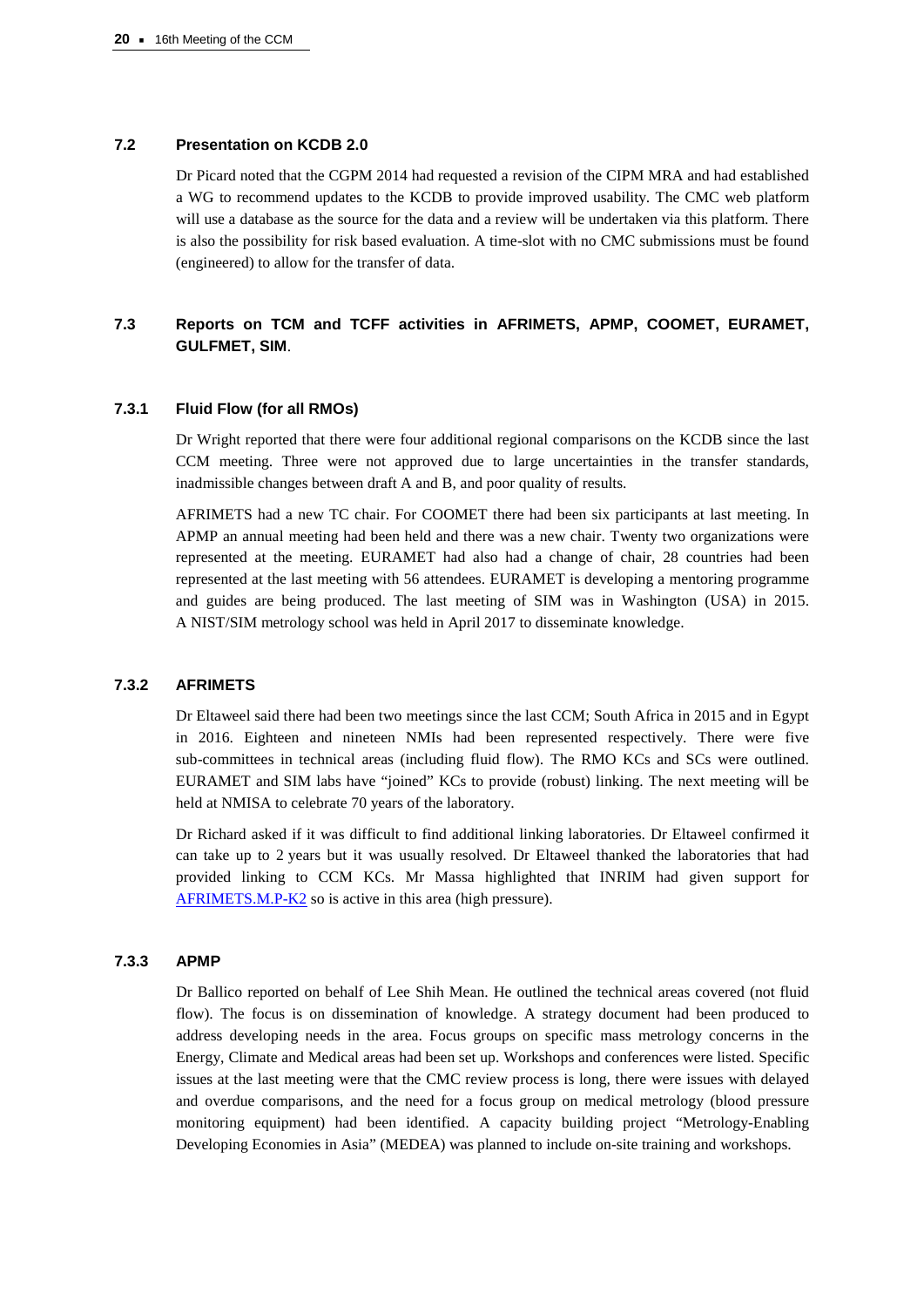### 7.2 Presentation on KCDB 2.0

Dr Picard noted that the CGPM 2014 had requested a revision of the CIPM MRA and had established a WG to recommend updates to the KCDB to provide improved usability. The CMC web platform will use a database as the source for the data and a review will be undertaken via this platform. There is also the possibility for risk based evaluation. A time-slot with no CMC submissions must be found (engineered) to allow for the transfer of data.

### 7.3 Reports on TCM and TCFF activities in AFRIMETS, APMP, COOMET, EURAMET, GULFMET, SIM.

#### 7.3.1 Fluid Flow (for all RMOs)

Dr Wright reported that there were four additional regional comparisons on the KCDB since the last CCM meeting. Three were not approved due to large uncertainties in the transfer standards, inadmissible changes between draft A and B, and poor quality of results.

AFRIMETS had a new TC chair. For COOMET there had been six participants at last meeting. In APMP an annual meeting had been held and there was a new chair. Twenty two organizations were represented at the meeting. EURAMET had also had a change of chair, 28 countries had been represented at the last meeting with 56 attendees. EURAMET is developing a mentoring programme and guides are being produced. The last meeting of SIM was in Washington (USA) in 2015. A NIST/SIM metrology school was held in April 2017 to disseminate knowledge.

#### 7.3.2 AFRIMETS

Dr Eltaweel said there had been two meetings since the last CCM; South Africa in 2015 and in Egypt in 2016. Eighteen and nineteen NMIs had been represented respectively. There were five sub-committees in technical areas (including fluid flow). The RMO KCs and SCs were outlined. EURAMET and SIM labs have "joined" KCs to provide (robust) linking. The next meeting will be held at NMISA to celebrate 70 years of the laboratory.

Dr Richard asked if it was difficult to find additional linking laboratories. Dr Eltaweel confirmed it can take up to 2 years but it was usually resolved. Dr Eltaweel thanked the laboratories that had provided linking to CCM KCs. Mr Massa highlighted that INRIM had given support for AFRIMETS.M.P-K2 so is active in this area (high pressure).

#### 7.3.3 APMP

Dr Ballico reported on behalf of Lee Shih Mean. He outlined the technical areas covered (not fluid flow). The focus is on dissemination of knowledge. A strategy document had been produced to address developing needs in the area. Focus groups on specific mass metrology concerns in the Energy, Climate and Medical areas had been set up. Workshops and conferences were listed. Specific issues at the last meeting were that the CMC review process is long, there were issues with delayed and overdue comparisons, and the need for a focus group on medical metrology (blood pressure monitoring equipment) had been identified. A capacity building project "Metrology-Enabling Developing Economies in Asia" (MEDEA) was planned to include on-site training and workshops.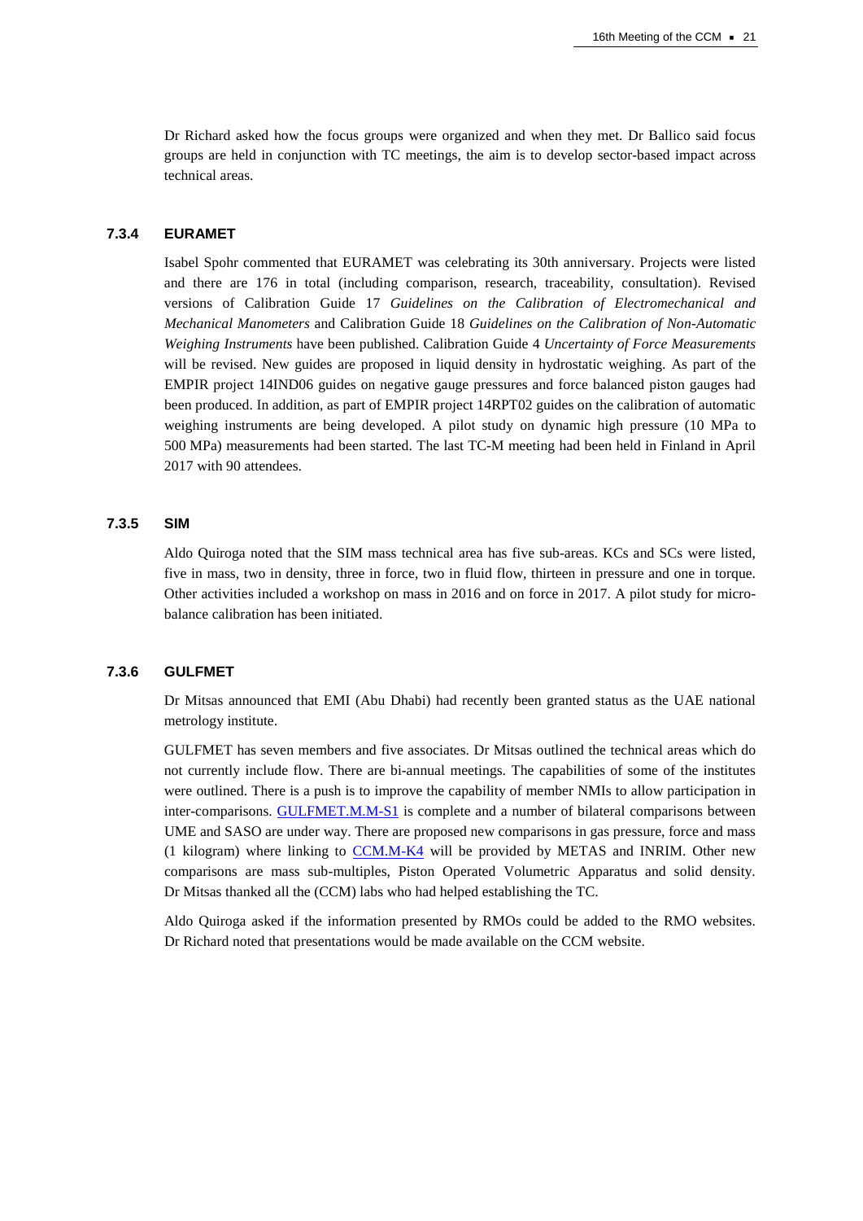Dr Richard asked how the focus groups were organized and when they met. Dr Ballico said focus groups are held in conjunction with TC meetings, the aim is to develop sector-based impact across technical areas.

### 7.3.4 EURAMET

Isabel Spohr commented that EURAMET was celebrating its 30th anniversary. Projects were listed and there are 176 in total (including comparison, research, traceability, consultation). Revised versions of Calibration Guide 17 *Guidelines on the Calibration of Electromechanical and Mechanical Manometers* and Calibration Guide 18 *Guidelines on the Calibration of Non-Automatic Weighing Instruments* have been published. Calibration Guide 4 *Uncertainty of Force Measurements* will be revised. New guides are proposed in liquid density in hydrostatic weighing. As part of the EMPIR project 14IND06 guides on negative gauge pressures and force balanced piston gauges had been produced. In addition, as part of EMPIR project 14RPT02 guides on the calibration of automatic weighing instruments are being developed. A pilot study on dynamic high pressure (10 MPa to 500 MPa) measurements had been started. The last TC-M meeting had been held in Finland in April 2017 with 90 attendees.

### 7.3.5 SIM

Aldo Quiroga noted that the SIM mass technical area has five sub-areas. KCs and SCs were listed, five in mass, two in density, three in force, two in fluid flow, thirteen in pressure and one in torque. Other activities included a workshop on mass in 2016 and on force in 2017. A pilot study for micro-balance calibration has been initiated.

### 7.3.6 GULFMET

Dr Mitsas announced that EMI (Abu Dhabi) had recently been granted status as the UAE national metrology institute.

GULFMET has seven members and five associates. Dr Mitsas outlined the technical areas which do not currently include flow. There are bi-annual meetings. The capabilities of some of the institutes were outlined. There is a push is to improve the capability of member NMIs to allow participation in inter-comparisons. GULFMET.M.M-S1 is complete and a number of bilateral comparisons between UME and SASO are under way. There are proposed new comparisons in gas pressure, force and mass (1 kilogram) where linking to CCM.M-K4 will be provided by METAS and INRIM. Other new comparisons are mass sub-multiples, Piston Operated Volumetric Apparatus and solid density. Dr Mitsas thanked all the (CCM) labs who had helped establishing the TC.

Aldo Quiroga asked if the information presented by RMOs could be added to the RMO websites. Dr Richard noted that presentations would be made available on the CCM website.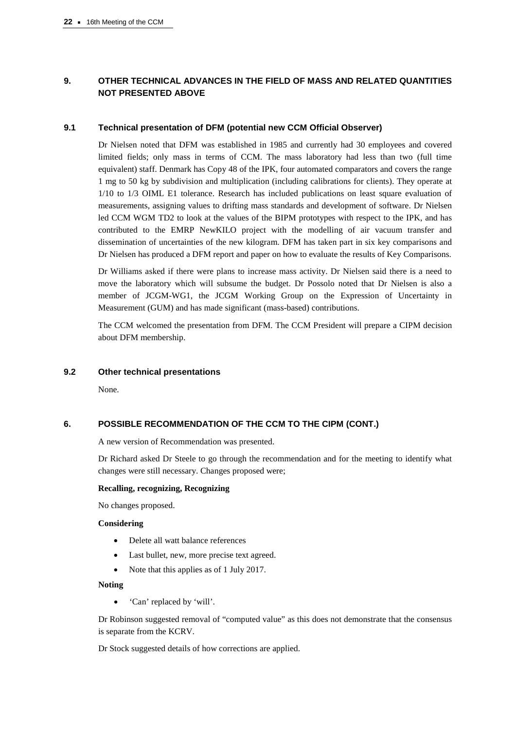## 9. OTHER TECHNICAL ADVANCES IN THE FIELD OF MASS AND RELATED QUANTITIES NOT PRESENTED ABOVE

### 9.1 Technical presentation of DFM (potential new CCM Official Observer)

Dr Nielsen noted that DFM was established in 1985 and currently had 30 employees and covered limited fields; only mass in terms of CCM. The mass laboratory had less than two (full time equivalent) staff. Denmark has Copy 48 of the IPK, four automated comparators and covers the range 1 mg to 50 kg by subdivision and multiplication (including calibrations for clients). They operate at 1/10 to 1/3 OIML E1 tolerance. Research has included publications on least square evaluation of measurements, assigning values to drifting mass standards and development of software. Dr Nielsen led CCM WGM TD2 to look at the values of the BIPM prototypes with respect to the IPK, and has contributed to the EMRP NewKILO project with the modelling of air vacuum transfer and dissemination of uncertainties of the new kilogram. DFM has taken part in six key comparisons and Dr Nielsen has produced a DFM report and paper on how to evaluate the results of Key Comparisons.

Dr Williams asked if there were plans to increase mass activity. Dr Nielsen said there is a need to move the laboratory which will subsume the budget. Dr Possolo noted that Dr Nielsen is also a member of JCGM-WG1, the JCGM Working Group on the Expression of Uncertainty in Measurement (GUM) and has made significant (mass-based) contributions.

The CCM welcomed the presentation from DFM. The CCM President will prepare a CIPM decision about DFM membership.

### 9.2 Other technical presentations

None.

## 6. POSSIBLE RECOMMENDATION OF THE CCM TO THE CIPM (CONT.)

A new version of Recommendation was presented.

Dr Richard asked Dr Steele to go through the recommendation and for the meeting to identify what changes were still necessary. Changes proposed were;

**Recalling, recognizing, Recognizing**

No changes proposed.

**Considering**

- Delete all watt balance references
- Last bullet, new, more precise text agreed.
- Note that this applies as of 1 July 2017.

**Noting**

- 'Can' replaced by 'will'.

Dr Robinson suggested removal of "computed value" as this does not demonstrate that the consensus is separate from the KCRV.

Dr Stock suggested details of how corrections are applied.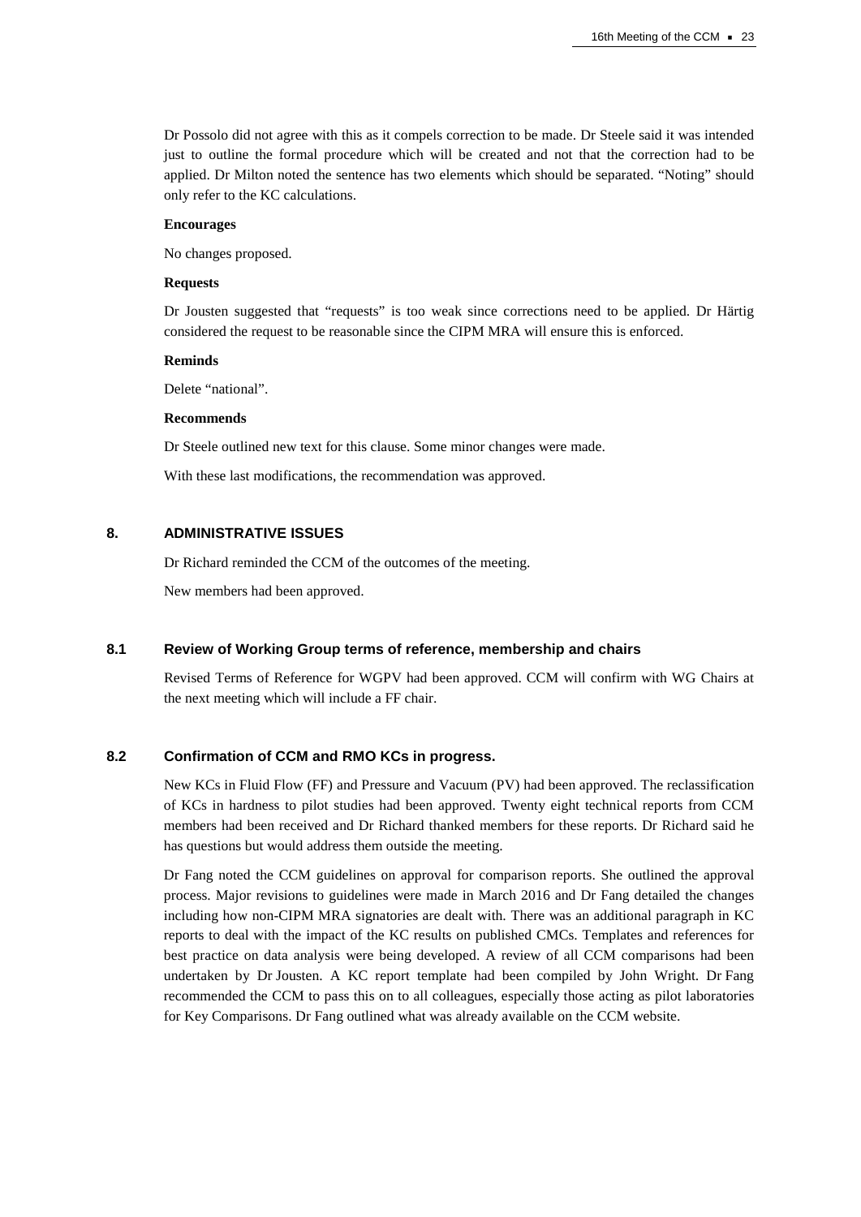Dr Possolo did not agree with this as it compels correction to be made. Dr Steele said it was intended just to outline the formal procedure which will be created and not that the correction had to be applied. Dr Milton noted the sentence has two elements which should be separated. “Noting” should only refer to the KC calculations.

**Encourages**

No changes proposed.

**Requests**

Dr Jousten suggested that “requests” is too weak since corrections need to be applied. Dr Härtig considered the request to be reasonable since the CIPM MRA will ensure this is enforced.

**Reminds**

Delete “national”.

**Recommends**

Dr Steele outlined new text for this clause. Some minor changes were made.

With these last modifications, the recommendation was approved.

## 8. ADMINISTRATIVE ISSUES

Dr Richard reminded the CCM of the outcomes of the meeting.

New members had been approved.

### 8.1 Review of Working Group terms of reference, membership and chairs

Revised Terms of Reference for WGPV had been approved. CCM will confirm with WG Chairs at the next meeting which will include a FF chair.

### 8.2 Confirmation of CCM and RMO KCs in progress.

New KCs in Fluid Flow (FF) and Pressure and Vacuum (PV) had been approved. The reclassification of KCs in hardness to pilot studies had been approved. Twenty eight technical reports from CCM members had been received and Dr Richard thanked members for these reports. Dr Richard said he has questions but would address them outside the meeting.

Dr Fang noted the CCM guidelines on approval for comparison reports. She outlined the approval process. Major revisions to guidelines were made in March 2016 and Dr Fang detailed the changes including how non-CIPM MRA signatories are dealt with. There was an additional paragraph in KC reports to deal with the impact of the KC results on published CMCs. Templates and references for best practice on data analysis were being developed. A review of all CCM comparisons had been undertaken by Dr Jousten. A KC report template had been compiled by John Wright. Dr Fang recommended the CCM to pass this on to all colleagues, especially those acting as pilot laboratories for Key Comparisons. Dr Fang outlined what was already available on the CCM website.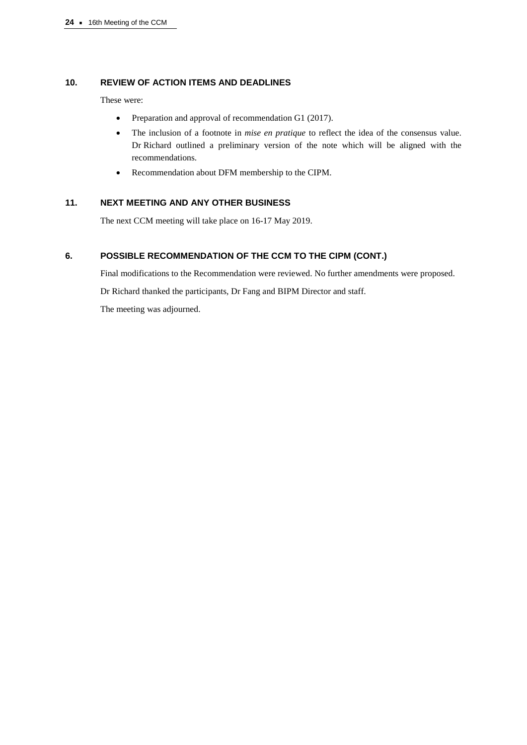## 10. REVIEW OF ACTION ITEMS AND DEADLINES

These were:

- Preparation and approval of recommendation G1 (2017).
- The inclusion of a footnote in *mise en pratique* to reflect the idea of the consensus value. Dr Richard outlined a preliminary version of the note which will be aligned with the recommendations.
- Recommendation about DFM membership to the CIPM.

## 11. NEXT MEETING AND ANY OTHER BUSINESS

The next CCM meeting will take place on 16-17 May 2019.

## 6. POSSIBLE RECOMMENDATION OF THE CCM TO THE CIPM (CONT.)

Final modifications to the Recommendation were reviewed. No further amendments were proposed.

Dr Richard thanked the participants, Dr Fang and BIPM Director and staff.

The meeting was adjourned.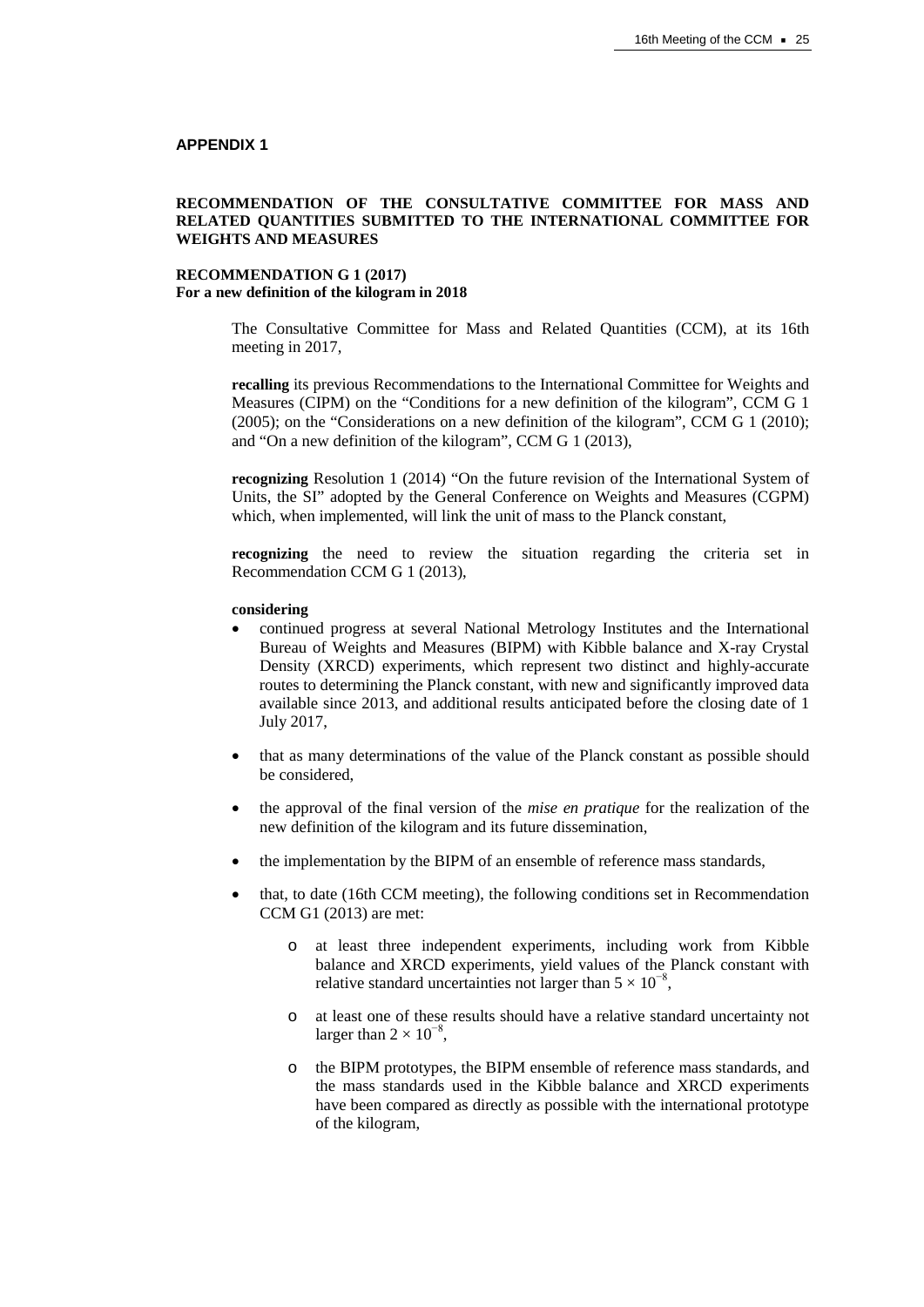## APPENDIX 1

### RECOMMENDATION OF THE CONSULTATIVE COMMITTEE FOR MASS AND RELATED QUANTITIES SUBMITTED TO THE INTERNATIONAL COMMITTEE FOR WEIGHTS AND MEASURES

**RECOMMENDATION G 1 (2017)**
**For a new definition of the kilogram in 2018**

The Consultative Committee for Mass and Related Quantities (CCM), at its 16th meeting in 2017,

**recalling** its previous Recommendations to the International Committee for Weights and Measures (CIPM) on the "Conditions for a new definition of the kilogram", CCM G 1 (2005); on the "Considerations on a new definition of the kilogram", CCM G 1 (2010); and "On a new definition of the kilogram", CCM G 1 (2013),

**recognizing** Resolution 1 (2014) "On the future revision of the International System of Units, the SI" adopted by the General Conference on Weights and Measures (CGPM) which, when implemented, will link the unit of mass to the Planck constant,

**recognizing** the need to review the situation regarding the criteria set in Recommendation CCM G 1 (2013),

**considering**

- continued progress at several National Metrology Institutes and the International Bureau of Weights and Measures (BIPM) with Kibble balance and X-ray Crystal Density (XRCD) experiments, which represent two distinct and highly-accurate routes to determining the Planck constant, with new and significantly improved data available since 2013, and additional results anticipated before the closing date of 1 July 2017,
- that as many determinations of the value of the Planck constant as possible should be considered,
- the approval of the final version of the *mise en pratique* for the realization of the new definition of the kilogram and its future dissemination,
- the implementation by the BIPM of an ensemble of reference mass standards,
- that, to date (16th CCM meeting), the following conditions set in Recommendation CCM G1 (2013) are met:
  - at least three independent experiments, including work from Kibble balance and XRCD experiments, yield values of the Planck constant with relative standard uncertainties not larger than $5 \times 10^{-8}$,
  - at least one of these results should have a relative standard uncertainty not larger than $2 \times 10^{-8}$,
  - the BIPM prototypes, the BIPM ensemble of reference mass standards, and the mass standards used in the Kibble balance and XRCD experiments have been compared as directly as possible with the international prototype of the kilogram,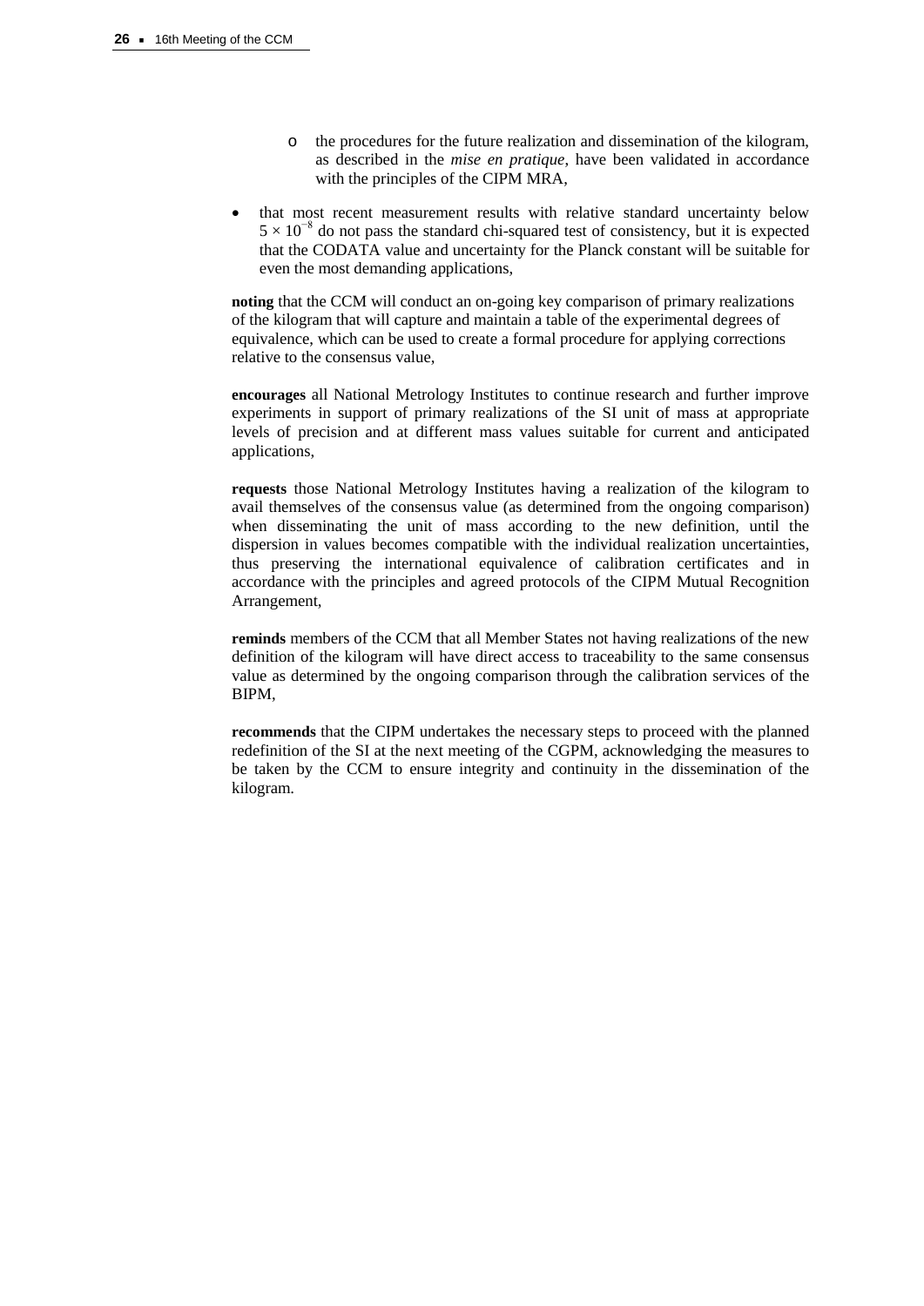- the procedures for the future realization and dissemination of the kilogram, as described in the *mise en pratique*, have been validated in accordance with the principles of the CIPM MRA,

- that most recent measurement results with relative standard uncertainty below $5 \times 10^{-8}$ do not pass the standard chi-squared test of consistency, but it is expected that the CODATA value and uncertainty for the Planck constant will be suitable for even the most demanding applications,

**noting** that the CCM will conduct an on-going key comparison of primary realizations of the kilogram that will capture and maintain a table of the experimental degrees of equivalence, which can be used to create a formal procedure for applying corrections relative to the consensus value,

**encourages** all National Metrology Institutes to continue research and further improve experiments in support of primary realizations of the SI unit of mass at appropriate levels of precision and at different mass values suitable for current and anticipated applications,

**requests** those National Metrology Institutes having a realization of the kilogram to avail themselves of the consensus value (as determined from the ongoing comparison) when disseminating the unit of mass according to the new definition, until the dispersion in values becomes compatible with the individual realization uncertainties, thus preserving the international equivalence of calibration certificates and in accordance with the principles and agreed protocols of the CIPM Mutual Recognition Arrangement,

**reminds** members of the CCM that all Member States not having realizations of the new definition of the kilogram will have direct access to traceability to the same consensus value as determined by the ongoing comparison through the calibration services of the BIPM,

**recommends** that the CIPM undertakes the necessary steps to proceed with the planned redefinition of the SI at the next meeting of the CGPM, acknowledging the measures to be taken by the CCM to ensure integrity and continuity in the dissemination of the kilogram.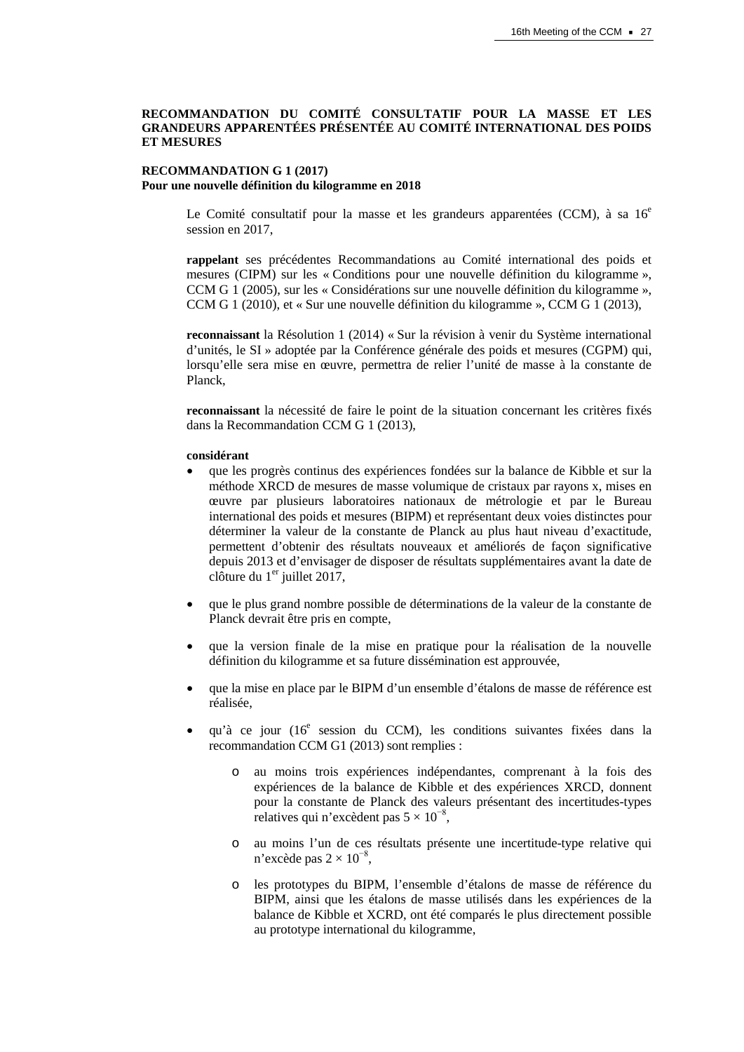**RECOMMANDATION DU COMITÉ CONSULTATIF POUR LA MASSE ET LES GRANDEURS APPARENTÉES PRÉSENTÉE AU COMITÉ INTERNATIONAL DES POIDS ET MESURES**

**RECOMMANDATION G 1 (2017)**
**Pour une nouvelle définition du kilogramme en 2018**

Le Comité consultatif pour la masse et les grandeurs apparentées (CCM), à sa 16e session en 2017,

**rappelant** ses précédentes Recommandations au Comité international des poids et mesures (CIPM) sur les « Conditions pour une nouvelle définition du kilogramme », CCM G 1 (2005), sur les « Considérations sur une nouvelle définition du kilogramme », CCM G 1 (2010), et « Sur une nouvelle définition du kilogramme », CCM G 1 (2013),

**reconnaissant** la Résolution 1 (2014) « Sur la révision à venir du Système international d'unités, le SI » adoptée par la Conférence générale des poids et mesures (CGPM) qui, lorsqu'elle sera mise en œuvre, permettra de relier l'unité de masse à la constante de Planck,

**reconnaissant** la nécessité de faire le point de la situation concernant les critères fixés dans la Recommandation CCM G 1 (2013),

**considérant**

- que les progrès continus des expériences fondées sur la balance de Kibble et sur la méthode XRCD de mesures de masse volumique de cristaux par rayons x, mises en œuvre par plusieurs laboratoires nationaux de métrologie et par le Bureau international des poids et mesures (BIPM) et représentant deux voies distinctes pour déterminer la valeur de la constante de Planck au plus haut niveau d'exactitude, permettent d'obtenir des résultats nouveaux et améliorés de façon significative depuis 2013 et d'envisager de disposer de résultats supplémentaires avant la date de clôture du 1er juillet 2017,

- que le plus grand nombre possible de déterminations de la valeur de la constante de Planck devrait être pris en compte,

- que la version finale de la mise en pratique pour la réalisation de la nouvelle définition du kilogramme et sa future dissémination est approuvée,

- que la mise en place par le BIPM d'un ensemble d'étalons de masse de référence est réalisée,

- qu'à ce jour (16e session du CCM), les conditions suivantes fixées dans la recommandation CCM G1 (2013) sont remplies :

    - au moins trois expériences indépendantes, comprenant à la fois des expériences de la balance de Kibble et des expériences XRCD, donnent pour la constante de Planck des valeurs présentant des incertitudes-types relatives qui n'excèdent pas $5 \times 10^{-8}$,

    - au moins l'un de ces résultats présente une incertitude-type relative qui n'excède pas $2 \times 10^{-8}$,

    - les prototypes du BIPM, l'ensemble d'étalons de masse de référence du BIPM, ainsi que les étalons de masse utilisés dans les expériences de la balance de Kibble et XCRD, ont été comparés le plus directement possible au prototype international du kilogramme,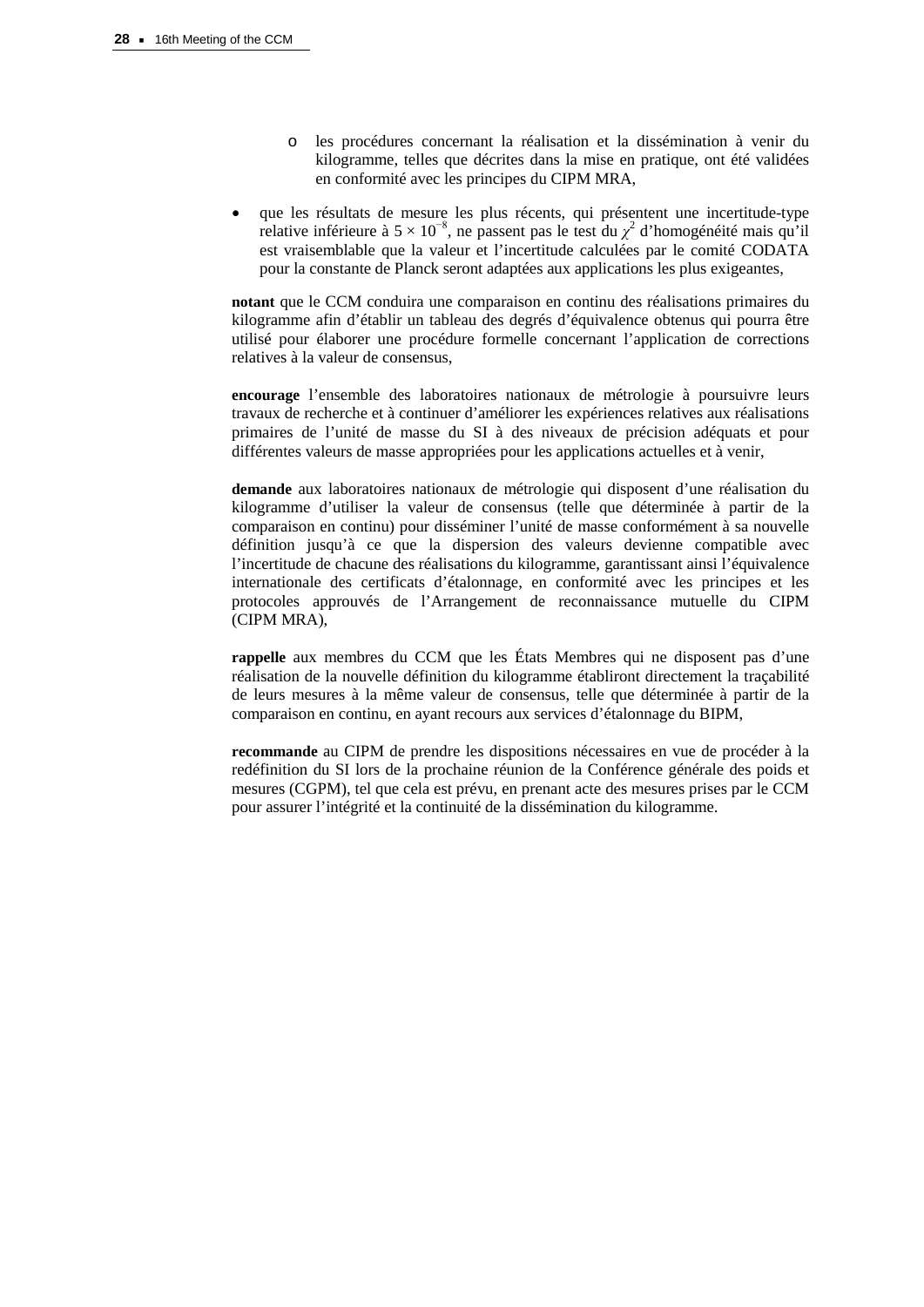- les procédures concernant la réalisation et la dissémination à venir du kilogramme, telles que décrites dans la mise en pratique, ont été validées en conformité avec les principes du CIPM MRA,

- que les résultats de mesure les plus récents, qui présentent une incertitude-type relative inférieure à $5 \times 10^{-8}$, ne passent pas le test du $\chi^2$ d'homogénéité mais qu'il est vraisemblable que la valeur et l'incertitude calculées par le comité CODATA pour la constante de Planck seront adaptées aux applications les plus exigeantes,

**notant** que le CCM conduira une comparaison en continu des réalisations primaires du kilogramme afin d'établir un tableau des degrés d'équivalence obtenus qui pourra être utilisé pour élaborer une procédure formelle concernant l'application de corrections relatives à la valeur de consensus,

**encourage** l'ensemble des laboratoires nationaux de métrologie à poursuivre leurs travaux de recherche et à continuer d'améliorer les expériences relatives aux réalisations primaires de l'unité de masse du SI à des niveaux de précision adéquats et pour différentes valeurs de masse appropriées pour les applications actuelles et à venir,

**demande** aux laboratoires nationaux de métrologie qui disposent d'une réalisation du kilogramme d'utiliser la valeur de consensus (telle que déterminée à partir de la comparaison en continu) pour disséminer l'unité de masse conformément à sa nouvelle définition jusqu'à ce que la dispersion des valeurs devienne compatible avec l'incertitude de chacune des réalisations du kilogramme, garantissant ainsi l'équivalence internationale des certificats d'étalonnage, en conformité avec les principes et les protocoles approuvés de l'Arrangement de reconnaissance mutuelle du CIPM (CIPM MRA),

**rappelle** aux membres du CCM que les États Membres qui ne disposent pas d'une réalisation de la nouvelle définition du kilogramme établiront directement la traçabilité de leurs mesures à la même valeur de consensus, telle que déterminée à partir de la comparaison en continu, en ayant recours aux services d'étalonnage du BIPM,

**recommande** au CIPM de prendre les dispositions nécessaires en vue de procéder à la redéfinition du SI lors de la prochaine réunion de la Conférence générale des poids et mesures (CGPM), tel que cela est prévu, en prenant acte des mesures prises par le CCM pour assurer l'intégrité et la continuité de la dissémination du kilogramme.